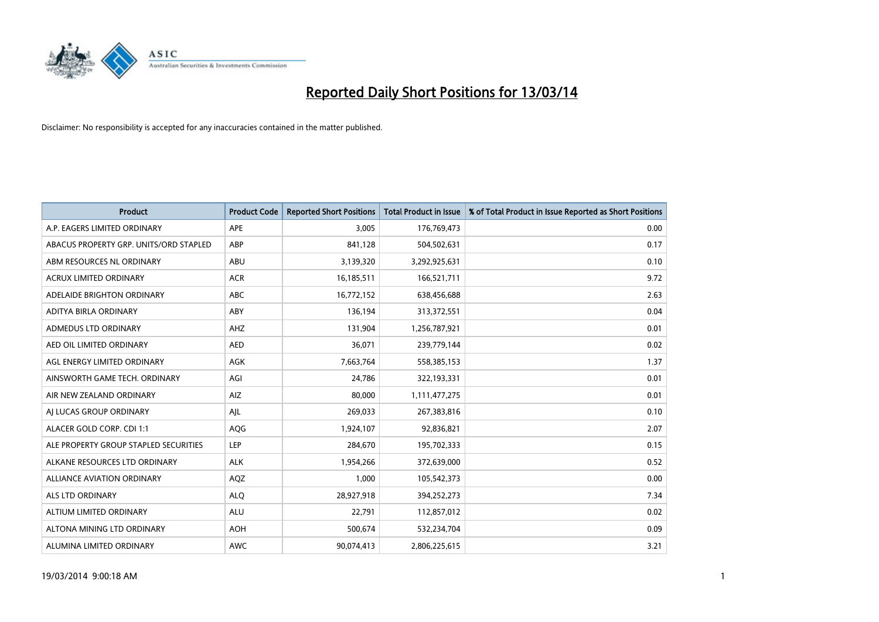# Reported Daily Short Positions for 13/03/14

Disclaimer: No responsibility is accepted for any inaccuracies contained in the matter published.

| Product | Product Code | Reported Short Positions | Total Product in Issue | % of Total Product in Issue Reported as Short Positions |
|---|---|---|---|---|
| A.P. EAGERS LIMITED ORDINARY | APE | 3,005 | 176,769,473 | 0.00 |
| ABACUS PROPERTY GRP. UNITS/ORD STAPLED | ABP | 841,128 | 504,502,631 | 0.17 |
| ABM RESOURCES NL ORDINARY | ABU | 3,139,320 | 3,292,925,631 | 0.10 |
| ACRUX LIMITED ORDINARY | ACR | 16,185,511 | 166,521,711 | 9.72 |
| ADELAIDE BRIGHTON ORDINARY | ABC | 16,772,152 | 638,456,688 | 2.63 |
| ADITYA BIRLA ORDINARY | ABY | 136,194 | 313,372,551 | 0.04 |
| ADMEDUS LTD ORDINARY | AHZ | 131,904 | 1,256,787,921 | 0.01 |
| AED OIL LIMITED ORDINARY | AED | 36,071 | 239,779,144 | 0.02 |
| AGL ENERGY LIMITED ORDINARY | AGK | 7,663,764 | 558,385,153 | 1.37 |
| AINSWORTH GAME TECH. ORDINARY | AGI | 24,786 | 322,193,331 | 0.01 |
| AIR NEW ZEALAND ORDINARY | AIZ | 80,000 | 1,111,477,275 | 0.01 |
| AJ LUCAS GROUP ORDINARY | AJL | 269,033 | 267,383,816 | 0.10 |
| ALACER GOLD CORP. CDI 1:1 | AQG | 1,924,107 | 92,836,821 | 2.07 |
| ALE PROPERTY GROUP STAPLED SECURITIES | LEP | 284,670 | 195,702,333 | 0.15 |
| ALKANE RESOURCES LTD ORDINARY | ALK | 1,954,266 | 372,639,000 | 0.52 |
| ALLIANCE AVIATION ORDINARY | AQZ | 1,000 | 105,542,373 | 0.00 |
| ALS LTD ORDINARY | ALQ | 28,927,918 | 394,252,273 | 7.34 |
| ALTIUM LIMITED ORDINARY | ALU | 22,791 | 112,857,012 | 0.02 |
| ALTONA MINING LTD ORDINARY | AOH | 500,674 | 532,234,704 | 0.09 |
| ALUMINA LIMITED ORDINARY | AWC | 90,074,413 | 2,806,225,615 | 3.21 |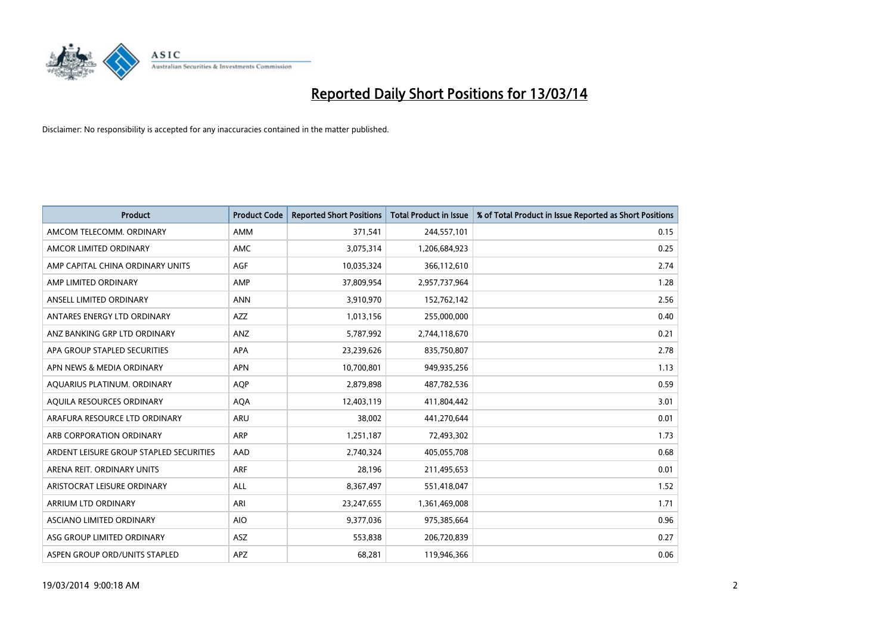# Reported Daily Short Positions for 13/03/14

Disclaimer: No responsibility is accepted for any inaccuracies contained in the matter published.

| Product | Product Code | Reported Short Positions | Total Product in Issue | % of Total Product in Issue Reported as Short Positions |
|---|---|---|---|---|
| AMCOM TELECOMM. ORDINARY | AMM | 371,541 | 244,557,101 | 0.15 |
| AMCOR LIMITED ORDINARY | AMC | 3,075,314 | 1,206,684,923 | 0.25 |
| AMP CAPITAL CHINA ORDINARY UNITS | AGF | 10,035,324 | 366,112,610 | 2.74 |
| AMP LIMITED ORDINARY | AMP | 37,809,954 | 2,957,737,964 | 1.28 |
| ANSELL LIMITED ORDINARY | ANN | 3,910,970 | 152,762,142 | 2.56 |
| ANTARES ENERGY LTD ORDINARY | AZZ | 1,013,156 | 255,000,000 | 0.40 |
| ANZ BANKING GRP LTD ORDINARY | ANZ | 5,787,992 | 2,744,118,670 | 0.21 |
| APA GROUP STAPLED SECURITIES | APA | 23,239,626 | 835,750,807 | 2.78 |
| APN NEWS & MEDIA ORDINARY | APN | 10,700,801 | 949,935,256 | 1.13 |
| AQUARIUS PLATINUM. ORDINARY | AQP | 2,879,898 | 487,782,536 | 0.59 |
| AQUILA RESOURCES ORDINARY | AQA | 12,403,119 | 411,804,442 | 3.01 |
| ARAFURA RESOURCE LTD ORDINARY | ARU | 38,002 | 441,270,644 | 0.01 |
| ARB CORPORATION ORDINARY | ARP | 1,251,187 | 72,493,302 | 1.73 |
| ARDENT LEISURE GROUP STAPLED SECURITIES | AAD | 2,740,324 | 405,055,708 | 0.68 |
| ARENA REIT. ORDINARY UNITS | ARF | 28,196 | 211,495,653 | 0.01 |
| ARISTOCRAT LEISURE ORDINARY | ALL | 8,367,497 | 551,418,047 | 1.52 |
| ARRIUM LTD ORDINARY | ARI | 23,247,655 | 1,361,469,008 | 1.71 |
| ASCIANO LIMITED ORDINARY | AIO | 9,377,036 | 975,385,664 | 0.96 |
| ASG GROUP LIMITED ORDINARY | ASZ | 553,838 | 206,720,839 | 0.27 |
| ASPEN GROUP ORD/UNITS STAPLED | APZ | 68,281 | 119,946,366 | 0.06 |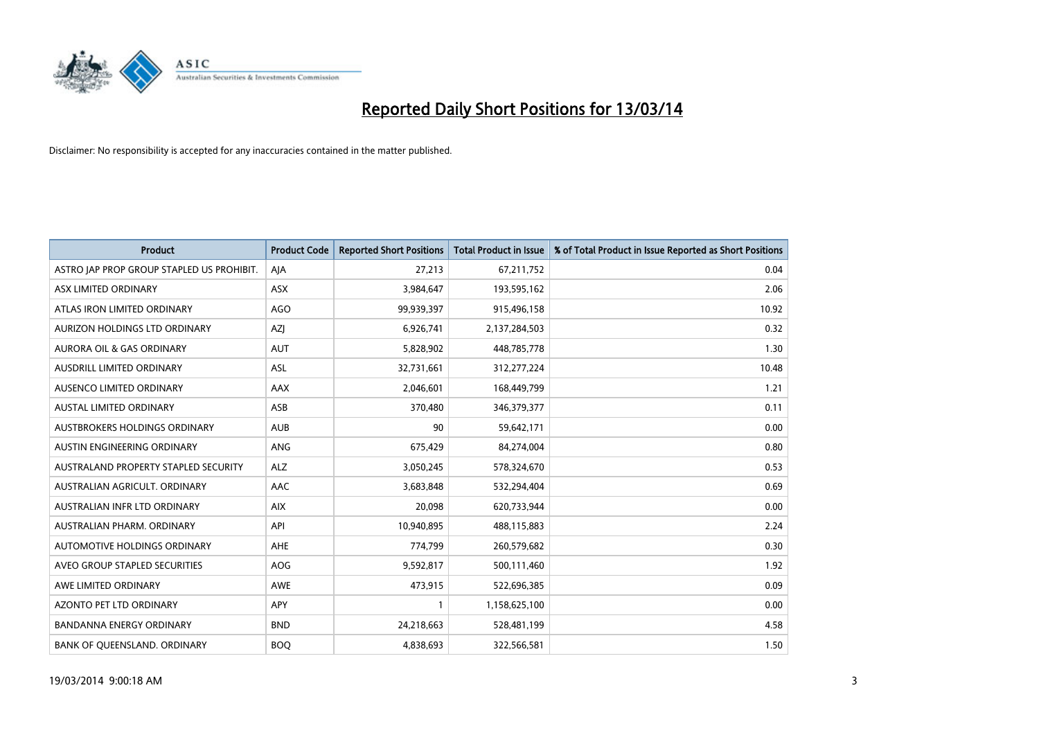# Reported Daily Short Positions for 13/03/14

Disclaimer: No responsibility is accepted for any inaccuracies contained in the matter published.

| Product | Product Code | Reported Short Positions | Total Product in Issue | % of Total Product in Issue Reported as Short Positions |
|---|---|---|---|---|
| ASTRO JAP PROP GROUP STAPLED US PROHIBIT. | AJA | 27,213 | 67,211,752 | 0.04 |
| ASX LIMITED ORDINARY | ASX | 3,984,647 | 193,595,162 | 2.06 |
| ATLAS IRON LIMITED ORDINARY | AGO | 99,939,397 | 915,496,158 | 10.92 |
| AURIZON HOLDINGS LTD ORDINARY | AZJ | 6,926,741 | 2,137,284,503 | 0.32 |
| AURORA OIL & GAS ORDINARY | AUT | 5,828,902 | 448,785,778 | 1.30 |
| AUSDRILL LIMITED ORDINARY | ASL | 32,731,661 | 312,277,224 | 10.48 |
| AUSENCO LIMITED ORDINARY | AAX | 2,046,601 | 168,449,799 | 1.21 |
| AUSTAL LIMITED ORDINARY | ASB | 370,480 | 346,379,377 | 0.11 |
| AUSTBROKERS HOLDINGS ORDINARY | AUB | 90 | 59,642,171 | 0.00 |
| AUSTIN ENGINEERING ORDINARY | ANG | 675,429 | 84,274,004 | 0.80 |
| AUSTRALAND PROPERTY STAPLED SECURITY | ALZ | 3,050,245 | 578,324,670 | 0.53 |
| AUSTRALIAN AGRICULT. ORDINARY | AAC | 3,683,848 | 532,294,404 | 0.69 |
| AUSTRALIAN INFR LTD ORDINARY | AIX | 20,098 | 620,733,944 | 0.00 |
| AUSTRALIAN PHARM. ORDINARY | API | 10,940,895 | 488,115,883 | 2.24 |
| AUTOMOTIVE HOLDINGS ORDINARY | AHE | 774,799 | 260,579,682 | 0.30 |
| AVEO GROUP STAPLED SECURITIES | AOG | 9,592,817 | 500,111,460 | 1.92 |
| AWE LIMITED ORDINARY | AWE | 473,915 | 522,696,385 | 0.09 |
| AZONTO PET LTD ORDINARY | APY | 1 | 1,158,625,100 | 0.00 |
| BANDANNA ENERGY ORDINARY | BND | 24,218,663 | 528,481,199 | 4.58 |
| BANK OF QUEENSLAND. ORDINARY | BOQ | 4,838,693 | 322,566,581 | 1.50 |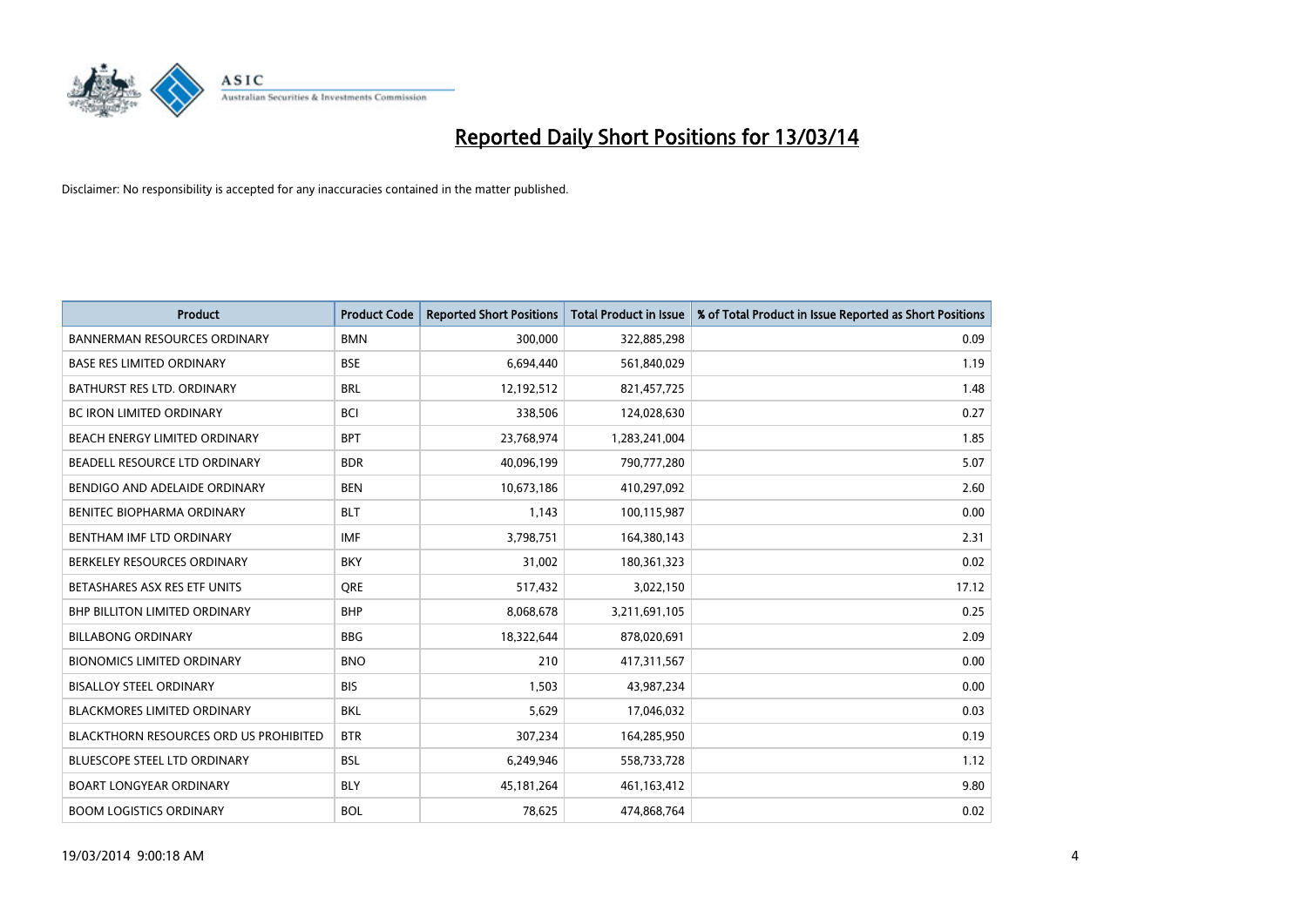# Reported Daily Short Positions for 13/03/14

Disclaimer: No responsibility is accepted for any inaccuracies contained in the matter published.

| Product | Product Code | Reported Short Positions | Total Product in Issue | % of Total Product in Issue Reported as Short Positions |
|---|---|---|---|---|
| BANNERMAN RESOURCES ORDINARY | BMN | 300,000 | 322,885,298 | 0.09 |
| BASE RES LIMITED ORDINARY | BSE | 6,694,440 | 561,840,029 | 1.19 |
| BATHURST RES LTD. ORDINARY | BRL | 12,192,512 | 821,457,725 | 1.48 |
| BC IRON LIMITED ORDINARY | BCI | 338,506 | 124,028,630 | 0.27 |
| BEACH ENERGY LIMITED ORDINARY | BPT | 23,768,974 | 1,283,241,004 | 1.85 |
| BEADELL RESOURCE LTD ORDINARY | BDR | 40,096,199 | 790,777,280 | 5.07 |
| BENDIGO AND ADELAIDE ORDINARY | BEN | 10,673,186 | 410,297,092 | 2.60 |
| BENITEC BIOPHARMA ORDINARY | BLT | 1,143 | 100,115,987 | 0.00 |
| BENTHAM IMF LTD ORDINARY | IMF | 3,798,751 | 164,380,143 | 2.31 |
| BERKELEY RESOURCES ORDINARY | BKY | 31,002 | 180,361,323 | 0.02 |
| BETASHARES ASX RES ETF UNITS | QRE | 517,432 | 3,022,150 | 17.12 |
| BHP BILLITON LIMITED ORDINARY | BHP | 8,068,678 | 3,211,691,105 | 0.25 |
| BILLABONG ORDINARY | BBG | 18,322,644 | 878,020,691 | 2.09 |
| BIONOMICS LIMITED ORDINARY | BNO | 210 | 417,311,567 | 0.00 |
| BISALLOY STEEL ORDINARY | BIS | 1,503 | 43,987,234 | 0.00 |
| BLACKMORES LIMITED ORDINARY | BKL | 5,629 | 17,046,032 | 0.03 |
| BLACKTHORN RESOURCES ORD US PROHIBITED | BTR | 307,234 | 164,285,950 | 0.19 |
| BLUESCOPE STEEL LTD ORDINARY | BSL | 6,249,946 | 558,733,728 | 1.12 |
| BOART LONGYEAR ORDINARY | BLY | 45,181,264 | 461,163,412 | 9.80 |
| BOOM LOGISTICS ORDINARY | BOL | 78,625 | 474,868,764 | 0.02 |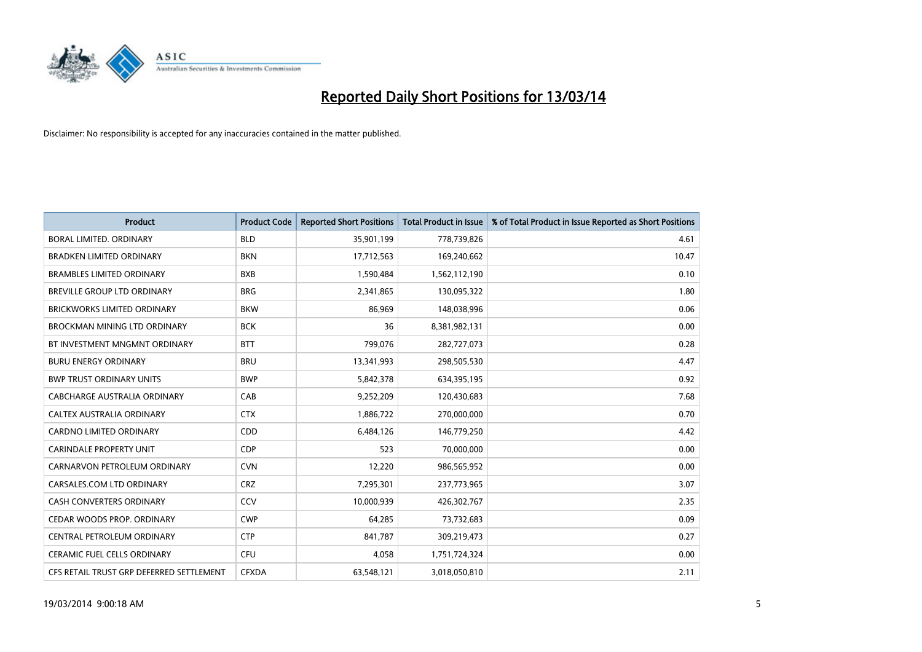# Reported Daily Short Positions for 13/03/14

Disclaimer: No responsibility is accepted for any inaccuracies contained in the matter published.

| Product | Product Code | Reported Short Positions | Total Product in Issue | % of Total Product in Issue Reported as Short Positions |
|---|---|---|---|---|
| BORAL LIMITED. ORDINARY | BLD | 35,901,199 | 778,739,826 | 4.61 |
| BRADKEN LIMITED ORDINARY | BKN | 17,712,563 | 169,240,662 | 10.47 |
| BRAMBLES LIMITED ORDINARY | BXB | 1,590,484 | 1,562,112,190 | 0.10 |
| BREVILLE GROUP LTD ORDINARY | BRG | 2,341,865 | 130,095,322 | 1.80 |
| BRICKWORKS LIMITED ORDINARY | BKW | 86,969 | 148,038,996 | 0.06 |
| BROCKMAN MINING LTD ORDINARY | BCK | 36 | 8,381,982,131 | 0.00 |
| BT INVESTMENT MNGMNT ORDINARY | BTT | 799,076 | 282,727,073 | 0.28 |
| BURU ENERGY ORDINARY | BRU | 13,341,993 | 298,505,530 | 4.47 |
| BWP TRUST ORDINARY UNITS | BWP | 5,842,378 | 634,395,195 | 0.92 |
| CABCHARGE AUSTRALIA ORDINARY | CAB | 9,252,209 | 120,430,683 | 7.68 |
| CALTEX AUSTRALIA ORDINARY | CTX | 1,886,722 | 270,000,000 | 0.70 |
| CARDNO LIMITED ORDINARY | CDD | 6,484,126 | 146,779,250 | 4.42 |
| CARINDALE PROPERTY UNIT | CDP | 523 | 70,000,000 | 0.00 |
| CARNARVON PETROLEUM ORDINARY | CVN | 12,220 | 986,565,952 | 0.00 |
| CARSALES.COM LTD ORDINARY | CRZ | 7,295,301 | 237,773,965 | 3.07 |
| CASH CONVERTERS ORDINARY | CCV | 10,000,939 | 426,302,767 | 2.35 |
| CEDAR WOODS PROP. ORDINARY | CWP | 64,285 | 73,732,683 | 0.09 |
| CENTRAL PETROLEUM ORDINARY | CTP | 841,787 | 309,219,473 | 0.27 |
| CERAMIC FUEL CELLS ORDINARY | CFU | 4,058 | 1,751,724,324 | 0.00 |
| CFS RETAIL TRUST GRP DEFERRED SETTLEMENT | CFXDA | 63,548,121 | 3,018,050,810 | 2.11 |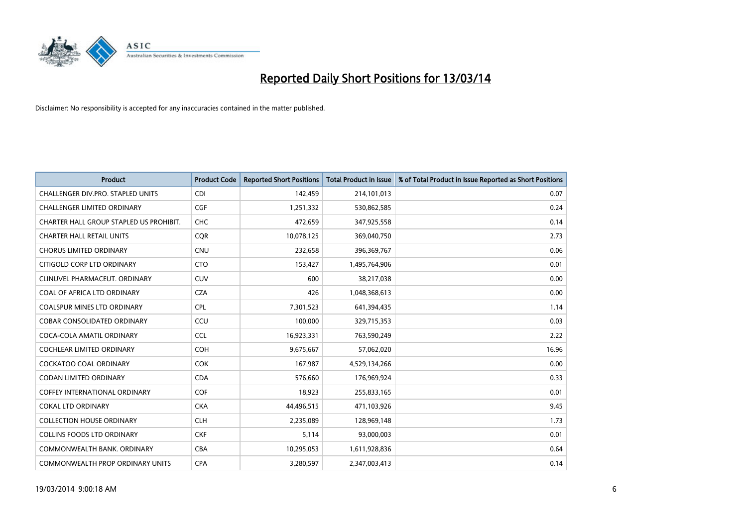# Reported Daily Short Positions for 13/03/14

Disclaimer: No responsibility is accepted for any inaccuracies contained in the matter published.

| Product | Product Code | Reported Short Positions | Total Product in Issue | % of Total Product in Issue Reported as Short Positions |
|---|---|---|---|---|
| CHALLENGER DIV.PRO. STAPLED UNITS | CDI | 142,459 | 214,101,013 | 0.07 |
| CHALLENGER LIMITED ORDINARY | CGF | 1,251,332 | 530,862,585 | 0.24 |
| CHARTER HALL GROUP STAPLED US PROHIBIT. | CHC | 472,659 | 347,925,558 | 0.14 |
| CHARTER HALL RETAIL UNITS | CQR | 10,078,125 | 369,040,750 | 2.73 |
| CHORUS LIMITED ORDINARY | CNU | 232,658 | 396,369,767 | 0.06 |
| CITIGOLD CORP LTD ORDINARY | CTO | 153,427 | 1,495,764,906 | 0.01 |
| CLINUVEL PHARMACEUT. ORDINARY | CUV | 600 | 38,217,038 | 0.00 |
| COAL OF AFRICA LTD ORDINARY | CZA | 426 | 1,048,368,613 | 0.00 |
| COALSPUR MINES LTD ORDINARY | CPL | 7,301,523 | 641,394,435 | 1.14 |
| COBAR CONSOLIDATED ORDINARY | CCU | 100,000 | 329,715,353 | 0.03 |
| COCA-COLA AMATIL ORDINARY | CCL | 16,923,331 | 763,590,249 | 2.22 |
| COCHLEAR LIMITED ORDINARY | COH | 9,675,667 | 57,062,020 | 16.96 |
| COCKATOO COAL ORDINARY | COK | 167,987 | 4,529,134,266 | 0.00 |
| CODAN LIMITED ORDINARY | CDA | 576,660 | 176,969,924 | 0.33 |
| COFFEY INTERNATIONAL ORDINARY | COF | 18,923 | 255,833,165 | 0.01 |
| COKAL LTD ORDINARY | CKA | 44,496,515 | 471,103,926 | 9.45 |
| COLLECTION HOUSE ORDINARY | CLH | 2,235,089 | 128,969,148 | 1.73 |
| COLLINS FOODS LTD ORDINARY | CKF | 5,114 | 93,000,003 | 0.01 |
| COMMONWEALTH BANK. ORDINARY | CBA | 10,295,053 | 1,611,928,836 | 0.64 |
| COMMONWEALTH PROP ORDINARY UNITS | CPA | 3,280,597 | 2,347,003,413 | 0.14 |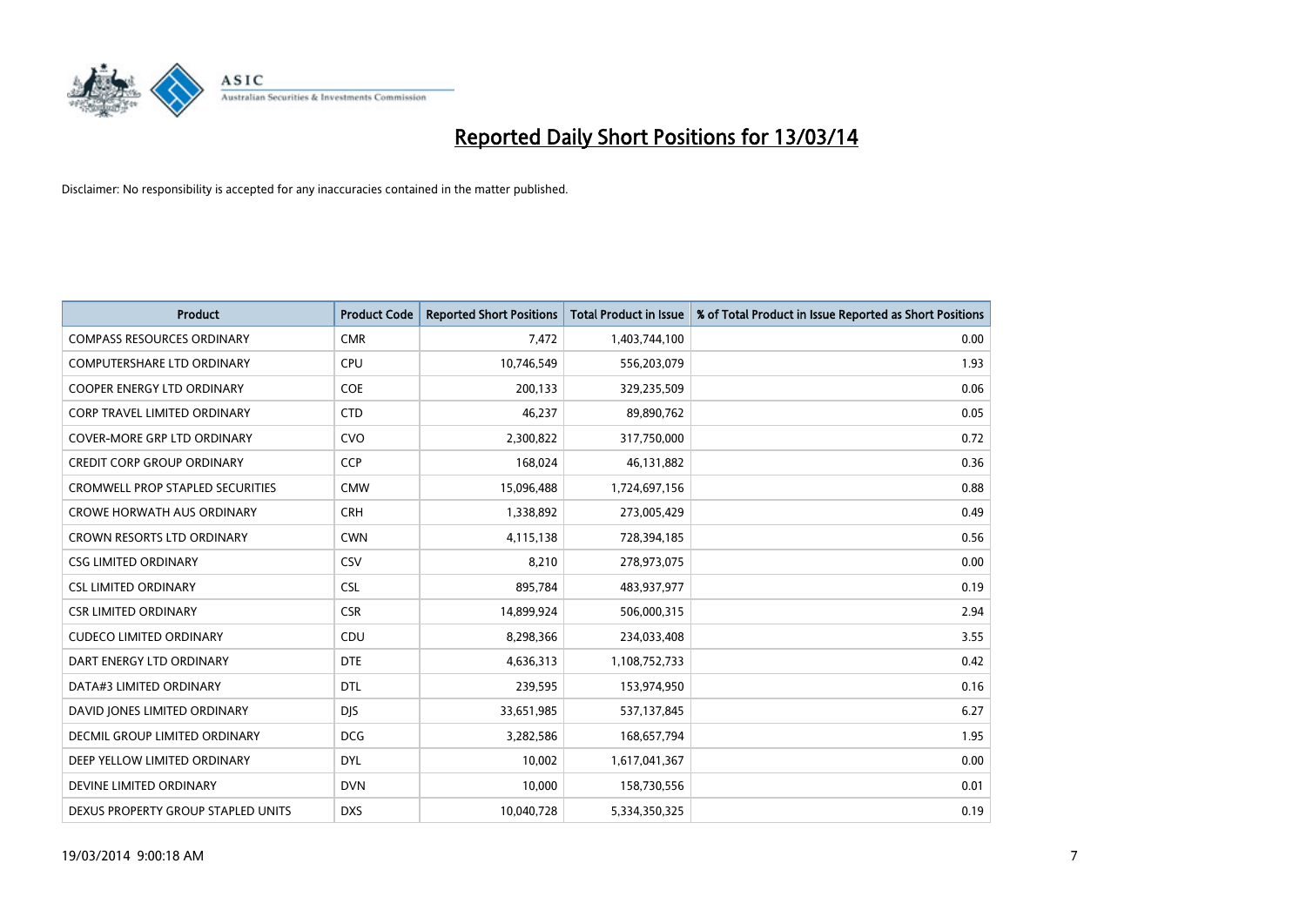# Reported Daily Short Positions for 13/03/14

Disclaimer: No responsibility is accepted for any inaccuracies contained in the matter published.

| Product | Product Code | Reported Short Positions | Total Product in Issue | % of Total Product in Issue Reported as Short Positions |
|---|---|---|---|---|
| COMPASS RESOURCES ORDINARY | CMR | 7,472 | 1,403,744,100 | 0.00 |
| COMPUTERSHARE LTD ORDINARY | CPU | 10,746,549 | 556,203,079 | 1.93 |
| COOPER ENERGY LTD ORDINARY | COE | 200,133 | 329,235,509 | 0.06 |
| CORP TRAVEL LIMITED ORDINARY | CTD | 46,237 | 89,890,762 | 0.05 |
| COVER-MORE GRP LTD ORDINARY | CVO | 2,300,822 | 317,750,000 | 0.72 |
| CREDIT CORP GROUP ORDINARY | CCP | 168,024 | 46,131,882 | 0.36 |
| CROMWELL PROP STAPLED SECURITIES | CMW | 15,096,488 | 1,724,697,156 | 0.88 |
| CROWE HORWATH AUS ORDINARY | CRH | 1,338,892 | 273,005,429 | 0.49 |
| CROWN RESORTS LTD ORDINARY | CWN | 4,115,138 | 728,394,185 | 0.56 |
| CSG LIMITED ORDINARY | CSV | 8,210 | 278,973,075 | 0.00 |
| CSL LIMITED ORDINARY | CSL | 895,784 | 483,937,977 | 0.19 |
| CSR LIMITED ORDINARY | CSR | 14,899,924 | 506,000,315 | 2.94 |
| CUDECO LIMITED ORDINARY | CDU | 8,298,366 | 234,033,408 | 3.55 |
| DART ENERGY LTD ORDINARY | DTE | 4,636,313 | 1,108,752,733 | 0.42 |
| DATA#3 LIMITED ORDINARY | DTL | 239,595 | 153,974,950 | 0.16 |
| DAVID JONES LIMITED ORDINARY | DJS | 33,651,985 | 537,137,845 | 6.27 |
| DECMIL GROUP LIMITED ORDINARY | DCG | 3,282,586 | 168,657,794 | 1.95 |
| DEEP YELLOW LIMITED ORDINARY | DYL | 10,002 | 1,617,041,367 | 0.00 |
| DEVINE LIMITED ORDINARY | DVN | 10,000 | 158,730,556 | 0.01 |
| DEXUS PROPERTY GROUP STAPLED UNITS | DXS | 10,040,728 | 5,334,350,325 | 0.19 |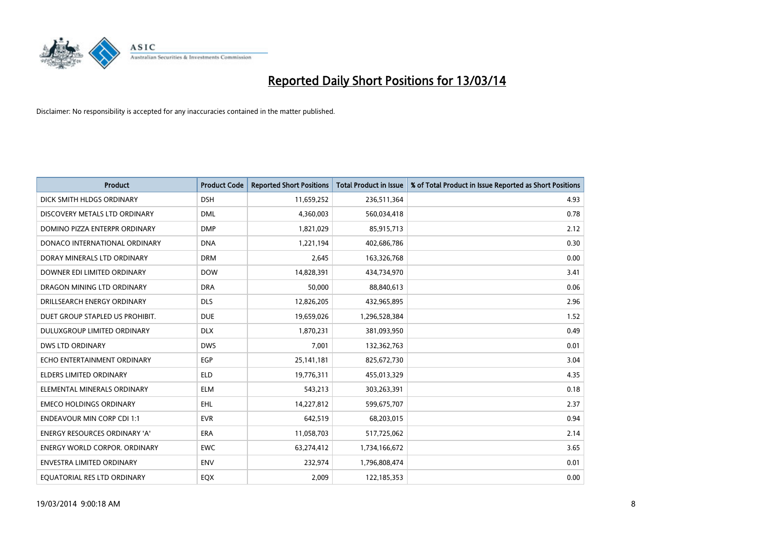# Reported Daily Short Positions for 13/03/14

Disclaimer: No responsibility is accepted for any inaccuracies contained in the matter published.

| Product | Product Code | Reported Short Positions | Total Product in Issue | % of Total Product in Issue Reported as Short Positions |
|---|---|---|---|---|
| DICK SMITH HLDGS ORDINARY | DSH | 11,659,252 | 236,511,364 | 4.93 |
| DISCOVERY METALS LTD ORDINARY | DML | 4,360,003 | 560,034,418 | 0.78 |
| DOMINO PIZZA ENTERPR ORDINARY | DMP | 1,821,029 | 85,915,713 | 2.12 |
| DONACO INTERNATIONAL ORDINARY | DNA | 1,221,194 | 402,686,786 | 0.30 |
| DORAY MINERALS LTD ORDINARY | DRM | 2,645 | 163,326,768 | 0.00 |
| DOWNER EDI LIMITED ORDINARY | DOW | 14,828,391 | 434,734,970 | 3.41 |
| DRAGON MINING LTD ORDINARY | DRA | 50,000 | 88,840,613 | 0.06 |
| DRILLSEARCH ENERGY ORDINARY | DLS | 12,826,205 | 432,965,895 | 2.96 |
| DUET GROUP STAPLED US PROHIBIT. | DUE | 19,659,026 | 1,296,528,384 | 1.52 |
| DULUXGROUP LIMITED ORDINARY | DLX | 1,870,231 | 381,093,950 | 0.49 |
| DWS LTD ORDINARY | DWS | 7,001 | 132,362,763 | 0.01 |
| ECHO ENTERTAINMENT ORDINARY | EGP | 25,141,181 | 825,672,730 | 3.04 |
| ELDERS LIMITED ORDINARY | ELD | 19,776,311 | 455,013,329 | 4.35 |
| ELEMENTAL MINERALS ORDINARY | ELM | 543,213 | 303,263,391 | 0.18 |
| EMECO HOLDINGS ORDINARY | EHL | 14,227,812 | 599,675,707 | 2.37 |
| ENDEAVOUR MIN CORP CDI 1:1 | EVR | 642,519 | 68,203,015 | 0.94 |
| ENERGY RESOURCES ORDINARY 'A' | ERA | 11,058,703 | 517,725,062 | 2.14 |
| ENERGY WORLD CORPOR. ORDINARY | EWC | 63,274,412 | 1,734,166,672 | 3.65 |
| ENVESTRA LIMITED ORDINARY | ENV | 232,974 | 1,796,808,474 | 0.01 |
| EQUATORIAL RES LTD ORDINARY | EQX | 2,009 | 122,185,353 | 0.00 |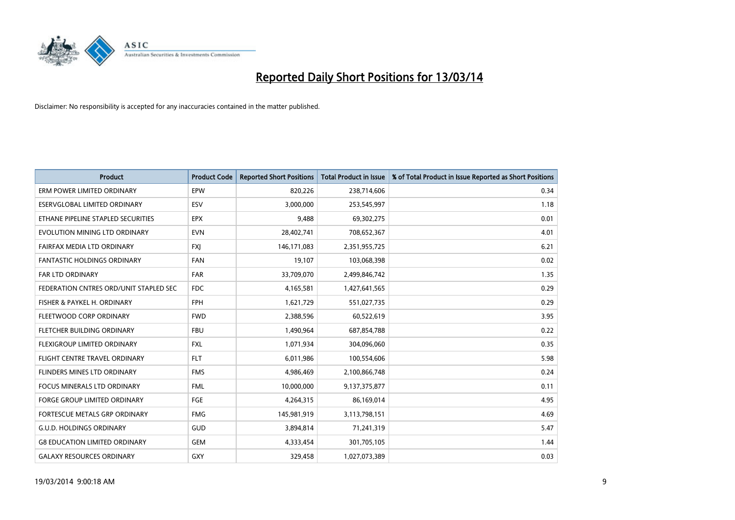# Reported Daily Short Positions for 13/03/14

Disclaimer: No responsibility is accepted for any inaccuracies contained in the matter published.

| Product | Product Code | Reported Short Positions | Total Product in Issue | % of Total Product in Issue Reported as Short Positions |
|---|---|---|---|---|
| ERM POWER LIMITED ORDINARY | EPW | 820,226 | 238,714,606 | 0.34 |
| ESERVGLOBAL LIMITED ORDINARY | ESV | 3,000,000 | 253,545,997 | 1.18 |
| ETHANE PIPELINE STAPLED SECURITIES | EPX | 9,488 | 69,302,275 | 0.01 |
| EVOLUTION MINING LTD ORDINARY | EVN | 28,402,741 | 708,652,367 | 4.01 |
| FAIRFAX MEDIA LTD ORDINARY | FXJ | 146,171,083 | 2,351,955,725 | 6.21 |
| FANTASTIC HOLDINGS ORDINARY | FAN | 19,107 | 103,068,398 | 0.02 |
| FAR LTD ORDINARY | FAR | 33,709,070 | 2,499,846,742 | 1.35 |
| FEDERATION CNTRES ORD/UNIT STAPLED SEC | FDC | 4,165,581 | 1,427,641,565 | 0.29 |
| FISHER & PAYKEL H. ORDINARY | FPH | 1,621,729 | 551,027,735 | 0.29 |
| FLEETWOOD CORP ORDINARY | FWD | 2,388,596 | 60,522,619 | 3.95 |
| FLETCHER BUILDING ORDINARY | FBU | 1,490,964 | 687,854,788 | 0.22 |
| FLEXIGROUP LIMITED ORDINARY | FXL | 1,071,934 | 304,096,060 | 0.35 |
| FLIGHT CENTRE TRAVEL ORDINARY | FLT | 6,011,986 | 100,554,606 | 5.98 |
| FLINDERS MINES LTD ORDINARY | FMS | 4,986,469 | 2,100,866,748 | 0.24 |
| FOCUS MINERALS LTD ORDINARY | FML | 10,000,000 | 9,137,375,877 | 0.11 |
| FORGE GROUP LIMITED ORDINARY | FGE | 4,264,315 | 86,169,014 | 4.95 |
| FORTESCUE METALS GRP ORDINARY | FMG | 145,981,919 | 3,113,798,151 | 4.69 |
| G.U.D. HOLDINGS ORDINARY | GUD | 3,894,814 | 71,241,319 | 5.47 |
| G8 EDUCATION LIMITED ORDINARY | GEM | 4,333,454 | 301,705,105 | 1.44 |
| GALAXY RESOURCES ORDINARY | GXY | 329,458 | 1,027,073,389 | 0.03 |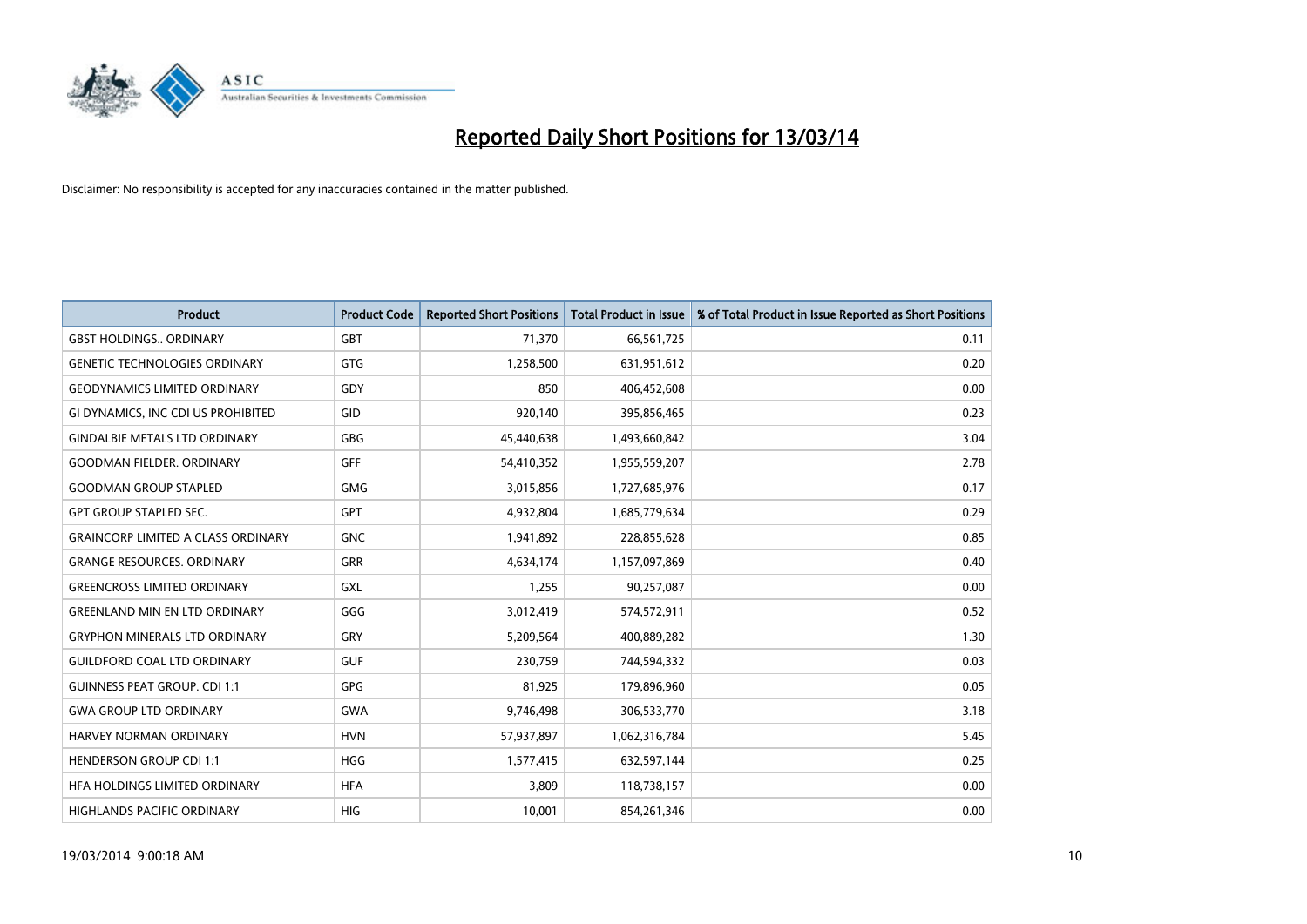# Reported Daily Short Positions for 13/03/14

Disclaimer: No responsibility is accepted for any inaccuracies contained in the matter published.

| Product | Product Code | Reported Short Positions | Total Product in Issue | % of Total Product in Issue Reported as Short Positions |
|---|---|---|---|---|
| GBST HOLDINGS.. ORDINARY | GBT | 71,370 | 66,561,725 | 0.11 |
| GENETIC TECHNOLOGIES ORDINARY | GTG | 1,258,500 | 631,951,612 | 0.20 |
| GEODYNAMICS LIMITED ORDINARY | GDY | 850 | 406,452,608 | 0.00 |
| GI DYNAMICS, INC CDI US PROHIBITED | GID | 920,140 | 395,856,465 | 0.23 |
| GINDALBIE METALS LTD ORDINARY | GBG | 45,440,638 | 1,493,660,842 | 3.04 |
| GOODMAN FIELDER. ORDINARY | GFF | 54,410,352 | 1,955,559,207 | 2.78 |
| GOODMAN GROUP STAPLED | GMG | 3,015,856 | 1,727,685,976 | 0.17 |
| GPT GROUP STAPLED SEC. | GPT | 4,932,804 | 1,685,779,634 | 0.29 |
| GRAINCORP LIMITED A CLASS ORDINARY | GNC | 1,941,892 | 228,855,628 | 0.85 |
| GRANGE RESOURCES. ORDINARY | GRR | 4,634,174 | 1,157,097,869 | 0.40 |
| GREENCROSS LIMITED ORDINARY | GXL | 1,255 | 90,257,087 | 0.00 |
| GREENLAND MIN EN LTD ORDINARY | GGG | 3,012,419 | 574,572,911 | 0.52 |
| GRYPHON MINERALS LTD ORDINARY | GRY | 5,209,564 | 400,889,282 | 1.30 |
| GUILDFORD COAL LTD ORDINARY | GUF | 230,759 | 744,594,332 | 0.03 |
| GUINNESS PEAT GROUP. CDI 1:1 | GPG | 81,925 | 179,896,960 | 0.05 |
| GWA GROUP LTD ORDINARY | GWA | 9,746,498 | 306,533,770 | 3.18 |
| HARVEY NORMAN ORDINARY | HVN | 57,937,897 | 1,062,316,784 | 5.45 |
| HENDERSON GROUP CDI 1:1 | HGG | 1,577,415 | 632,597,144 | 0.25 |
| HFA HOLDINGS LIMITED ORDINARY | HFA | 3,809 | 118,738,157 | 0.00 |
| HIGHLANDS PACIFIC ORDINARY | HIG | 10,001 | 854,261,346 | 0.00 |

19/03/2014 9:00:18 AM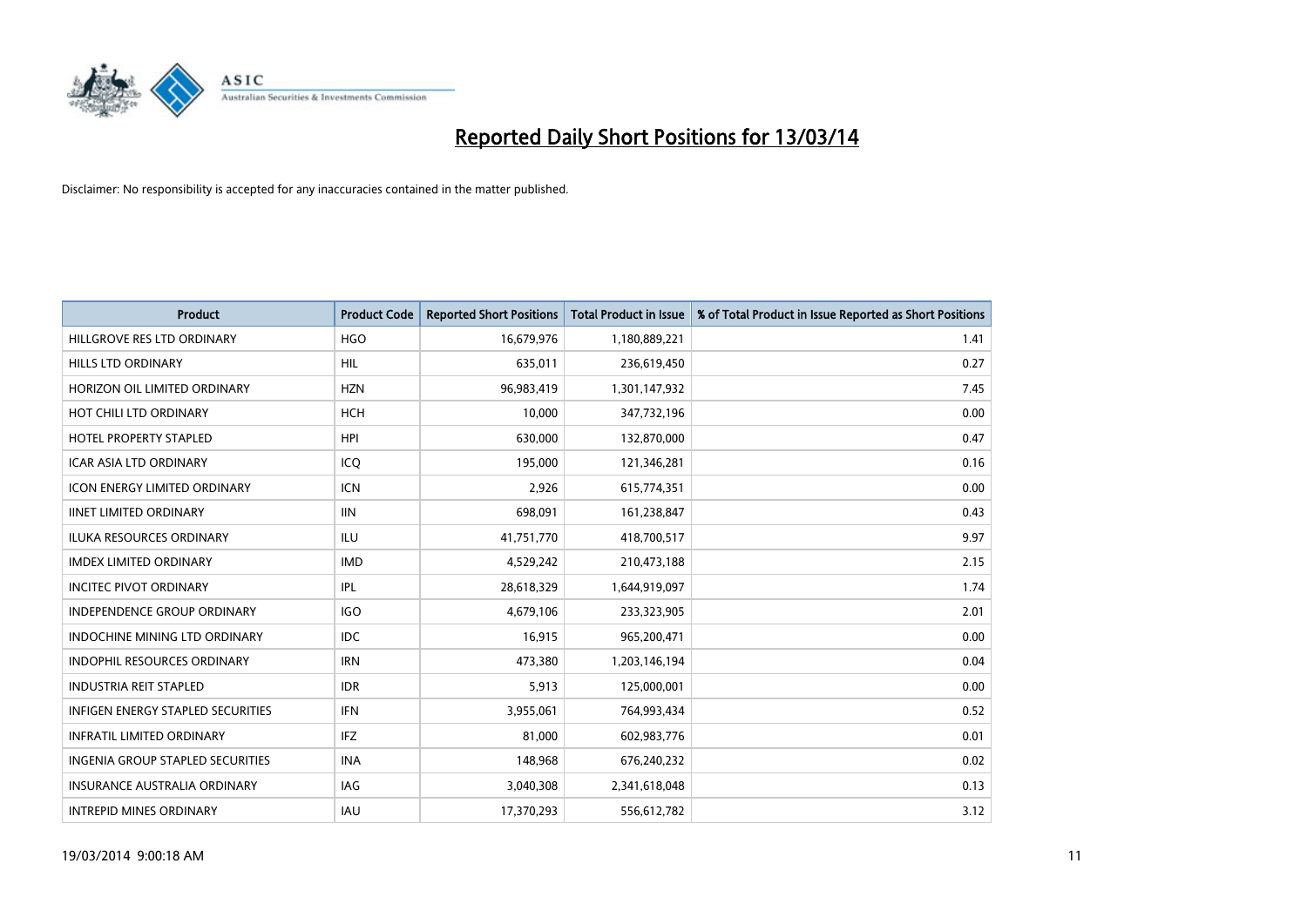# Reported Daily Short Positions for 13/03/14

Disclaimer: No responsibility is accepted for any inaccuracies contained in the matter published.

| Product | Product Code | Reported Short Positions | Total Product in Issue | % of Total Product in Issue Reported as Short Positions |
|---|---|---|---|---|
| HILLGROVE RES LTD ORDINARY | HGO | 16,679,976 | 1,180,889,221 | 1.41 |
| HILLS LTD ORDINARY | HIL | 635,011 | 236,619,450 | 0.27 |
| HORIZON OIL LIMITED ORDINARY | HZN | 96,983,419 | 1,301,147,932 | 7.45 |
| HOT CHILI LTD ORDINARY | HCH | 10,000 | 347,732,196 | 0.00 |
| HOTEL PROPERTY STAPLED | HPI | 630,000 | 132,870,000 | 0.47 |
| ICAR ASIA LTD ORDINARY | ICQ | 195,000 | 121,346,281 | 0.16 |
| ICON ENERGY LIMITED ORDINARY | ICN | 2,926 | 615,774,351 | 0.00 |
| IINET LIMITED ORDINARY | IIN | 698,091 | 161,238,847 | 0.43 |
| ILUKA RESOURCES ORDINARY | ILU | 41,751,770 | 418,700,517 | 9.97 |
| IMDEX LIMITED ORDINARY | IMD | 4,529,242 | 210,473,188 | 2.15 |
| INCITEC PIVOT ORDINARY | IPL | 28,618,329 | 1,644,919,097 | 1.74 |
| INDEPENDENCE GROUP ORDINARY | IGO | 4,679,106 | 233,323,905 | 2.01 |
| INDOCHINE MINING LTD ORDINARY | IDC | 16,915 | 965,200,471 | 0.00 |
| INDOPHIL RESOURCES ORDINARY | IRN | 473,380 | 1,203,146,194 | 0.04 |
| INDUSTRIA REIT STAPLED | IDR | 5,913 | 125,000,001 | 0.00 |
| INFIGEN ENERGY STAPLED SECURITIES | IFN | 3,955,061 | 764,993,434 | 0.52 |
| INFRATIL LIMITED ORDINARY | IFZ | 81,000 | 602,983,776 | 0.01 |
| INGENIA GROUP STAPLED SECURITIES | INA | 148,968 | 676,240,232 | 0.02 |
| INSURANCE AUSTRALIA ORDINARY | IAG | 3,040,308 | 2,341,618,048 | 0.13 |
| INTREPID MINES ORDINARY | IAU | 17,370,293 | 556,612,782 | 3.12 |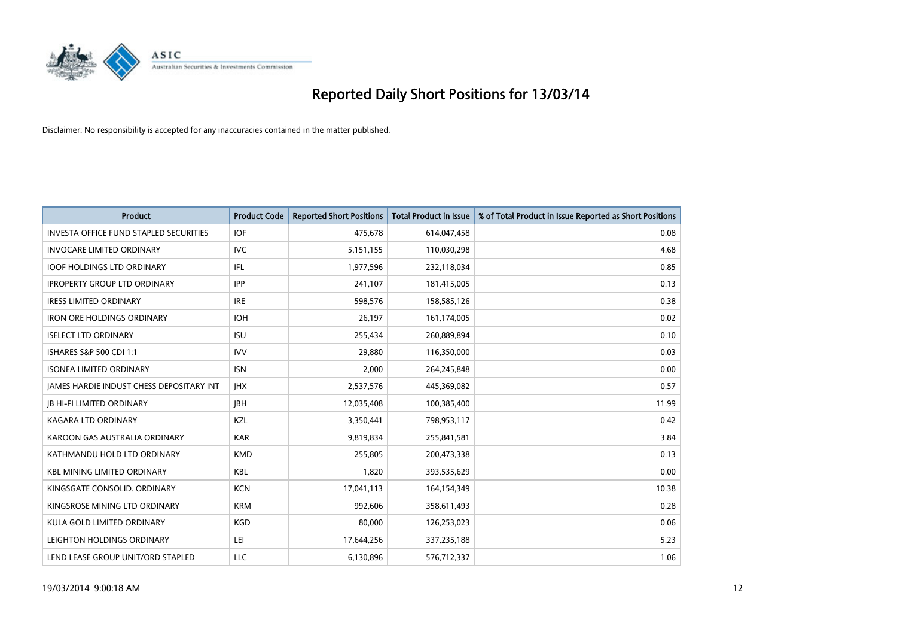# Reported Daily Short Positions for 13/03/14

Disclaimer: No responsibility is accepted for any inaccuracies contained in the matter published.

| Product | Product Code | Reported Short Positions | Total Product in Issue | % of Total Product in Issue Reported as Short Positions |
|---|---|---|---|---|
| INVESTA OFFICE FUND STAPLED SECURITIES | IOF | 475,678 | 614,047,458 | 0.08 |
| INVOCARE LIMITED ORDINARY | IVC | 5,151,155 | 110,030,298 | 4.68 |
| IOOF HOLDINGS LTD ORDINARY | IFL | 1,977,596 | 232,118,034 | 0.85 |
| IPROPERTY GROUP LTD ORDINARY | IPP | 241,107 | 181,415,005 | 0.13 |
| IRESS LIMITED ORDINARY | IRE | 598,576 | 158,585,126 | 0.38 |
| IRON ORE HOLDINGS ORDINARY | IOH | 26,197 | 161,174,005 | 0.02 |
| ISELECT LTD ORDINARY | ISU | 255,434 | 260,889,894 | 0.10 |
| ISHARES S&P 500 CDI 1:1 | IVV | 29,880 | 116,350,000 | 0.03 |
| ISONEA LIMITED ORDINARY | ISN | 2,000 | 264,245,848 | 0.00 |
| JAMES HARDIE INDUST CHESS DEPOSITARY INT | JHX | 2,537,576 | 445,369,082 | 0.57 |
| JB HI-FI LIMITED ORDINARY | JBH | 12,035,408 | 100,385,400 | 11.99 |
| KAGARA LTD ORDINARY | KZL | 3,350,441 | 798,953,117 | 0.42 |
| KAROON GAS AUSTRALIA ORDINARY | KAR | 9,819,834 | 255,841,581 | 3.84 |
| KATHMANDU HOLD LTD ORDINARY | KMD | 255,805 | 200,473,338 | 0.13 |
| KBL MINING LIMITED ORDINARY | KBL | 1,820 | 393,535,629 | 0.00 |
| KINGSGATE CONSOLID. ORDINARY | KCN | 17,041,113 | 164,154,349 | 10.38 |
| KINGSROSE MINING LTD ORDINARY | KRM | 992,606 | 358,611,493 | 0.28 |
| KULA GOLD LIMITED ORDINARY | KGD | 80,000 | 126,253,023 | 0.06 |
| LEIGHTON HOLDINGS ORDINARY | LEI | 17,644,256 | 337,235,188 | 5.23 |
| LEND LEASE GROUP UNIT/ORD STAPLED | LLC | 6,130,896 | 576,712,337 | 1.06 |

19/03/2014 9:00:18 AM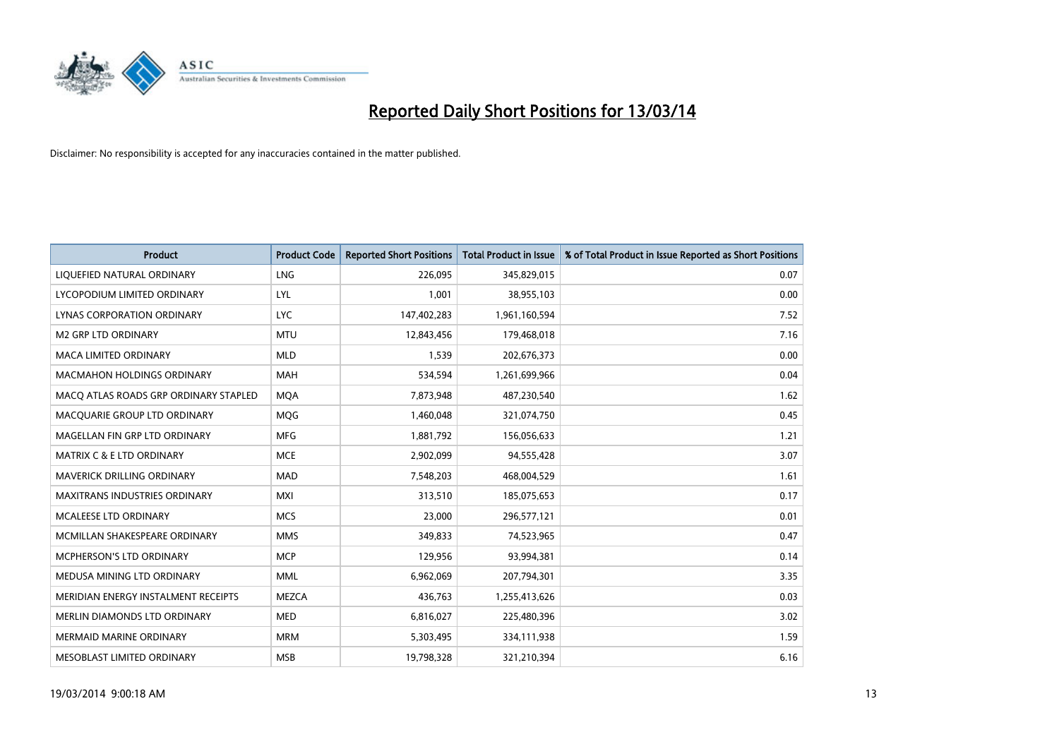# Reported Daily Short Positions for 13/03/14

Disclaimer: No responsibility is accepted for any inaccuracies contained in the matter published.

| Product | Product Code | Reported Short Positions | Total Product in Issue | % of Total Product in Issue Reported as Short Positions |
|---|---|---|---|---|
| LIQUEFIED NATURAL ORDINARY | LNG | 226,095 | 345,829,015 | 0.07 |
| LYCOPODIUM LIMITED ORDINARY | LYL | 1,001 | 38,955,103 | 0.00 |
| LYNAS CORPORATION ORDINARY | LYC | 147,402,283 | 1,961,160,594 | 7.52 |
| M2 GRP LTD ORDINARY | MTU | 12,843,456 | 179,468,018 | 7.16 |
| MACA LIMITED ORDINARY | MLD | 1,539 | 202,676,373 | 0.00 |
| MACMAHON HOLDINGS ORDINARY | MAH | 534,594 | 1,261,699,966 | 0.04 |
| MACQ ATLAS ROADS GRP ORDINARY STAPLED | MQA | 7,873,948 | 487,230,540 | 1.62 |
| MACQUARIE GROUP LTD ORDINARY | MQG | 1,460,048 | 321,074,750 | 0.45 |
| MAGELLAN FIN GRP LTD ORDINARY | MFG | 1,881,792 | 156,056,633 | 1.21 |
| MATRIX C & E LTD ORDINARY | MCE | 2,902,099 | 94,555,428 | 3.07 |
| MAVERICK DRILLING ORDINARY | MAD | 7,548,203 | 468,004,529 | 1.61 |
| MAXITRANS INDUSTRIES ORDINARY | MXI | 313,510 | 185,075,653 | 0.17 |
| MCALEESE LTD ORDINARY | MCS | 23,000 | 296,577,121 | 0.01 |
| MCMILLAN SHAKESPEARE ORDINARY | MMS | 349,833 | 74,523,965 | 0.47 |
| MCPHERSON'S LTD ORDINARY | MCP | 129,956 | 93,994,381 | 0.14 |
| MEDUSA MINING LTD ORDINARY | MML | 6,962,069 | 207,794,301 | 3.35 |
| MERIDIAN ENERGY INSTALMENT RECEIPTS | MEZCA | 436,763 | 1,255,413,626 | 0.03 |
| MERLIN DIAMONDS LTD ORDINARY | MED | 6,816,027 | 225,480,396 | 3.02 |
| MERMAID MARINE ORDINARY | MRM | 5,303,495 | 334,111,938 | 1.59 |
| MESOBLAST LIMITED ORDINARY | MSB | 19,798,328 | 321,210,394 | 6.16 |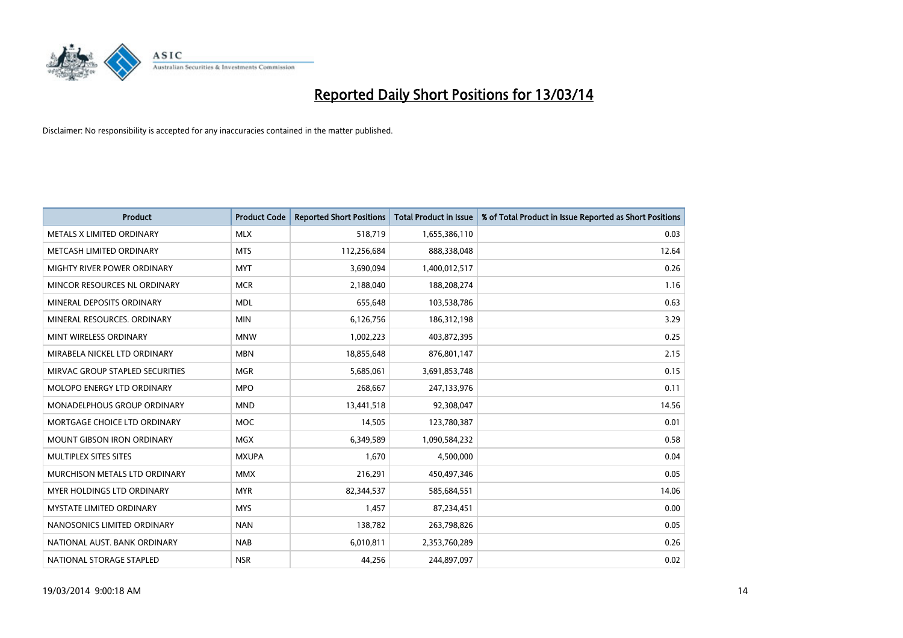# Reported Daily Short Positions for 13/03/14

Disclaimer: No responsibility is accepted for any inaccuracies contained in the matter published.

| Product | Product Code | Reported Short Positions | Total Product in Issue | % of Total Product in Issue Reported as Short Positions |
|---|---|---|---|---|
| METALS X LIMITED ORDINARY | MLX | 518,719 | 1,655,386,110 | 0.03 |
| METCASH LIMITED ORDINARY | MTS | 112,256,684 | 888,338,048 | 12.64 |
| MIGHTY RIVER POWER ORDINARY | MYT | 3,690,094 | 1,400,012,517 | 0.26 |
| MINCOR RESOURCES NL ORDINARY | MCR | 2,188,040 | 188,208,274 | 1.16 |
| MINERAL DEPOSITS ORDINARY | MDL | 655,648 | 103,538,786 | 0.63 |
| MINERAL RESOURCES. ORDINARY | MIN | 6,126,756 | 186,312,198 | 3.29 |
| MINT WIRELESS ORDINARY | MNW | 1,002,223 | 403,872,395 | 0.25 |
| MIRABELA NICKEL LTD ORDINARY | MBN | 18,855,648 | 876,801,147 | 2.15 |
| MIRVAC GROUP STAPLED SECURITIES | MGR | 5,685,061 | 3,691,853,748 | 0.15 |
| MOLOPO ENERGY LTD ORDINARY | MPO | 268,667 | 247,133,976 | 0.11 |
| MONADELPHOUS GROUP ORDINARY | MND | 13,441,518 | 92,308,047 | 14.56 |
| MORTGAGE CHOICE LTD ORDINARY | MOC | 14,505 | 123,780,387 | 0.01 |
| MOUNT GIBSON IRON ORDINARY | MGX | 6,349,589 | 1,090,584,232 | 0.58 |
| MULTIPLEX SITES SITES | MXUPA | 1,670 | 4,500,000 | 0.04 |
| MURCHISON METALS LTD ORDINARY | MMX | 216,291 | 450,497,346 | 0.05 |
| MYER HOLDINGS LTD ORDINARY | MYR | 82,344,537 | 585,684,551 | 14.06 |
| MYSTATE LIMITED ORDINARY | MYS | 1,457 | 87,234,451 | 0.00 |
| NANOSONICS LIMITED ORDINARY | NAN | 138,782 | 263,798,826 | 0.05 |
| NATIONAL AUST. BANK ORDINARY | NAB | 6,010,811 | 2,353,760,289 | 0.26 |
| NATIONAL STORAGE STAPLED | NSR | 44,256 | 244,897,097 | 0.02 |

19/03/2014 9:00:18 AM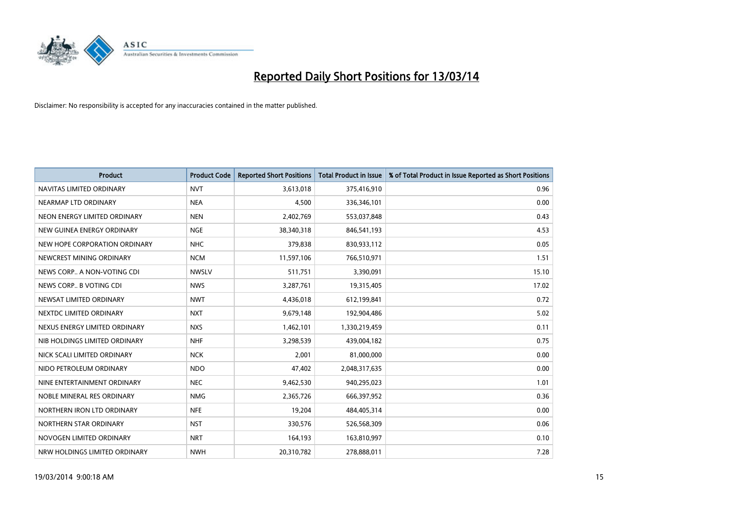# Reported Daily Short Positions for 13/03/14

Disclaimer: No responsibility is accepted for any inaccuracies contained in the matter published.

| Product | Product Code | Reported Short Positions | Total Product in Issue | % of Total Product in Issue Reported as Short Positions |
|---|---|---|---|---|
| NAVITAS LIMITED ORDINARY | NVT | 3,613,018 | 375,416,910 | 0.96 |
| NEARMAP LTD ORDINARY | NEA | 4,500 | 336,346,101 | 0.00 |
| NEON ENERGY LIMITED ORDINARY | NEN | 2,402,769 | 553,037,848 | 0.43 |
| NEW GUINEA ENERGY ORDINARY | NGE | 38,340,318 | 846,541,193 | 4.53 |
| NEW HOPE CORPORATION ORDINARY | NHC | 379,838 | 830,933,112 | 0.05 |
| NEWCREST MINING ORDINARY | NCM | 11,597,106 | 766,510,971 | 1.51 |
| NEWS CORP.. A NON-VOTING CDI | NWSLV | 511,751 | 3,390,091 | 15.10 |
| NEWS CORP.. B VOTING CDI | NWS | 3,287,761 | 19,315,405 | 17.02 |
| NEWSAT LIMITED ORDINARY | NWT | 4,436,018 | 612,199,841 | 0.72 |
| NEXTDC LIMITED ORDINARY | NXT | 9,679,148 | 192,904,486 | 5.02 |
| NEXUS ENERGY LIMITED ORDINARY | NXS | 1,462,101 | 1,330,219,459 | 0.11 |
| NIB HOLDINGS LIMITED ORDINARY | NHF | 3,298,539 | 439,004,182 | 0.75 |
| NICK SCALI LIMITED ORDINARY | NCK | 2,001 | 81,000,000 | 0.00 |
| NIDO PETROLEUM ORDINARY | NDO | 47,402 | 2,048,317,635 | 0.00 |
| NINE ENTERTAINMENT ORDINARY | NEC | 9,462,530 | 940,295,023 | 1.01 |
| NOBLE MINERAL RES ORDINARY | NMG | 2,365,726 | 666,397,952 | 0.36 |
| NORTHERN IRON LTD ORDINARY | NFE | 19,204 | 484,405,314 | 0.00 |
| NORTHERN STAR ORDINARY | NST | 330,576 | 526,568,309 | 0.06 |
| NOVOGEN LIMITED ORDINARY | NRT | 164,193 | 163,810,997 | 0.10 |
| NRW HOLDINGS LIMITED ORDINARY | NWH | 20,310,782 | 278,888,011 | 7.28 |

19/03/2014 9:00:18 AM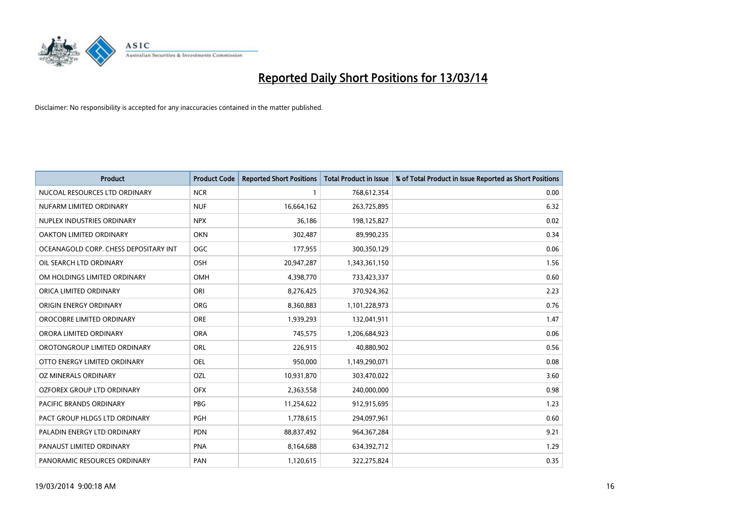# Reported Daily Short Positions for 13/03/14

Disclaimer: No responsibility is accepted for any inaccuracies contained in the matter published.

| Product | Product Code | Reported Short Positions | Total Product in Issue | % of Total Product in Issue Reported as Short Positions |
|---|---|---|---|---|
| NUCOAL RESOURCES LTD ORDINARY | NCR | 1 | 768,612,354 | 0.00 |
| NUFARM LIMITED ORDINARY | NUF | 16,664,162 | 263,725,895 | 6.32 |
| NUPLEX INDUSTRIES ORDINARY | NPX | 36,186 | 198,125,827 | 0.02 |
| OAKTON LIMITED ORDINARY | OKN | 302,487 | 89,990,235 | 0.34 |
| OCEANAGOLD CORP. CHESS DEPOSITARY INT | OGC | 177,955 | 300,350,129 | 0.06 |
| OIL SEARCH LTD ORDINARY | OSH | 20,947,287 | 1,343,361,150 | 1.56 |
| OM HOLDINGS LIMITED ORDINARY | OMH | 4,398,770 | 733,423,337 | 0.60 |
| ORICA LIMITED ORDINARY | ORI | 8,276,425 | 370,924,362 | 2.23 |
| ORIGIN ENERGY ORDINARY | ORG | 8,360,883 | 1,101,228,973 | 0.76 |
| OROCOBRE LIMITED ORDINARY | ORE | 1,939,293 | 132,041,911 | 1.47 |
| ORORA LIMITED ORDINARY | ORA | 745,575 | 1,206,684,923 | 0.06 |
| OROTONGROUP LIMITED ORDINARY | ORL | 226,915 | 40,880,902 | 0.56 |
| OTTO ENERGY LIMITED ORDINARY | OEL | 950,000 | 1,149,290,071 | 0.08 |
| OZ MINERALS ORDINARY | OZL | 10,931,870 | 303,470,022 | 3.60 |
| OZFOREX GROUP LTD ORDINARY | OFX | 2,363,558 | 240,000,000 | 0.98 |
| PACIFIC BRANDS ORDINARY | PBG | 11,254,622 | 912,915,695 | 1.23 |
| PACT GROUP HLDGS LTD ORDINARY | PGH | 1,778,615 | 294,097,961 | 0.60 |
| PALADIN ENERGY LTD ORDINARY | PDN | 88,837,492 | 964,367,284 | 9.21 |
| PANAUST LIMITED ORDINARY | PNA | 8,164,688 | 634,392,712 | 1.29 |
| PANORAMIC RESOURCES ORDINARY | PAN | 1,120,615 | 322,275,824 | 0.35 |

19/03/2014 9:00:18 AM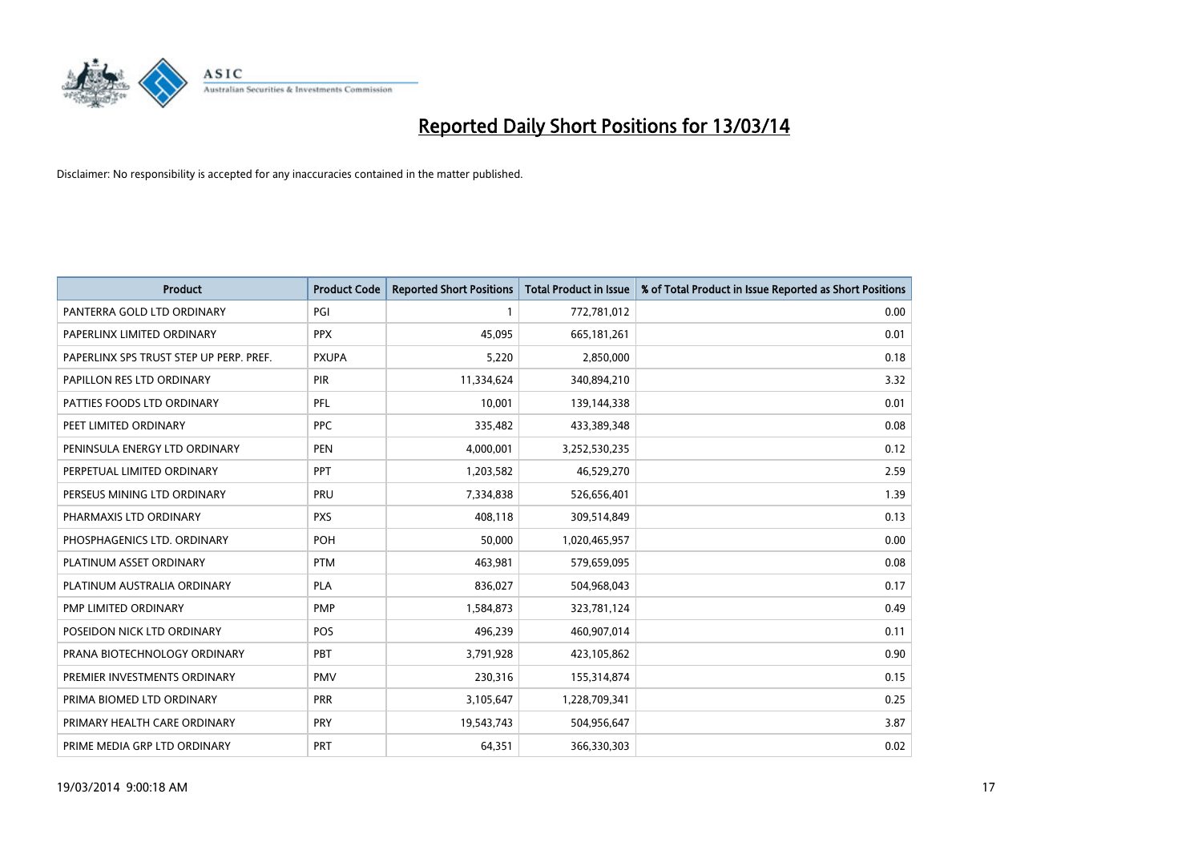# Reported Daily Short Positions for 13/03/14

Disclaimer: No responsibility is accepted for any inaccuracies contained in the matter published.

| Product | Product Code | Reported Short Positions | Total Product in Issue | % of Total Product in Issue Reported as Short Positions |
|---|---|---|---|---|
| PANTERRA GOLD LTD ORDINARY | PGI | 1 | 772,781,012 | 0.00 |
| PAPERLINX LIMITED ORDINARY | PPX | 45,095 | 665,181,261 | 0.01 |
| PAPERLINX SPS TRUST STEP UP PERP. PREF. | PXUPA | 5,220 | 2,850,000 | 0.18 |
| PAPILLON RES LTD ORDINARY | PIR | 11,334,624 | 340,894,210 | 3.32 |
| PATTIES FOODS LTD ORDINARY | PFL | 10,001 | 139,144,338 | 0.01 |
| PEET LIMITED ORDINARY | PPC | 335,482 | 433,389,348 | 0.08 |
| PENINSULA ENERGY LTD ORDINARY | PEN | 4,000,001 | 3,252,530,235 | 0.12 |
| PERPETUAL LIMITED ORDINARY | PPT | 1,203,582 | 46,529,270 | 2.59 |
| PERSEUS MINING LTD ORDINARY | PRU | 7,334,838 | 526,656,401 | 1.39 |
| PHARMAXIS LTD ORDINARY | PXS | 408,118 | 309,514,849 | 0.13 |
| PHOSPHAGENICS LTD. ORDINARY | POH | 50,000 | 1,020,465,957 | 0.00 |
| PLATINUM ASSET ORDINARY | PTM | 463,981 | 579,659,095 | 0.08 |
| PLATINUM AUSTRALIA ORDINARY | PLA | 836,027 | 504,968,043 | 0.17 |
| PMP LIMITED ORDINARY | PMP | 1,584,873 | 323,781,124 | 0.49 |
| POSEIDON NICK LTD ORDINARY | POS | 496,239 | 460,907,014 | 0.11 |
| PRANA BIOTECHNOLOGY ORDINARY | PBT | 3,791,928 | 423,105,862 | 0.90 |
| PREMIER INVESTMENTS ORDINARY | PMV | 230,316 | 155,314,874 | 0.15 |
| PRIMA BIOMED LTD ORDINARY | PRR | 3,105,647 | 1,228,709,341 | 0.25 |
| PRIMARY HEALTH CARE ORDINARY | PRY | 19,543,743 | 504,956,647 | 3.87 |
| PRIME MEDIA GRP LTD ORDINARY | PRT | 64,351 | 366,330,303 | 0.02 |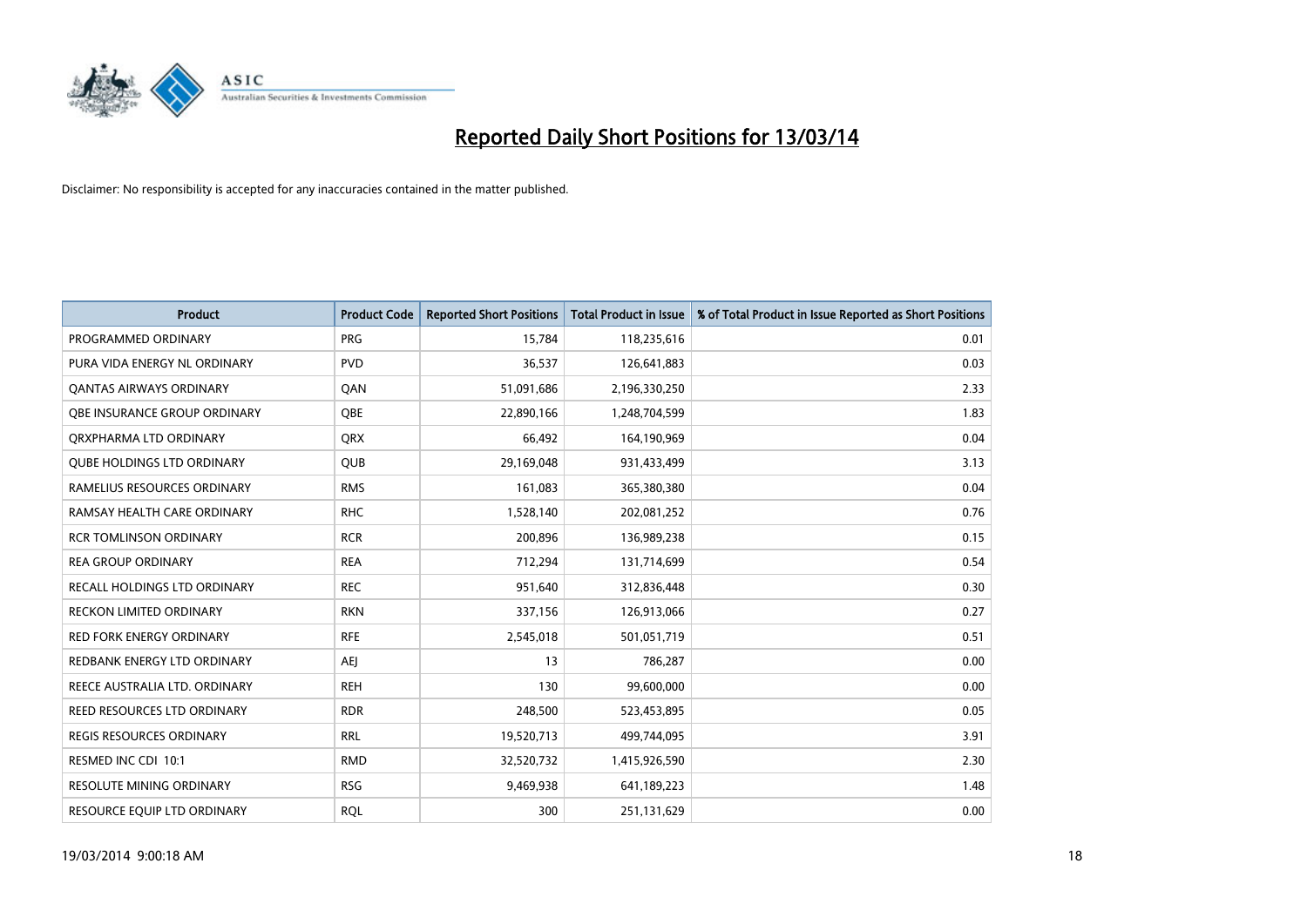# Reported Daily Short Positions for 13/03/14

Disclaimer: No responsibility is accepted for any inaccuracies contained in the matter published.

| Product | Product Code | Reported Short Positions | Total Product in Issue | % of Total Product in Issue Reported as Short Positions |
|---|---|---|---|---|
| PROGRAMMED ORDINARY | PRG | 15,784 | 118,235,616 | 0.01 |
| PURA VIDA ENERGY NL ORDINARY | PVD | 36,537 | 126,641,883 | 0.03 |
| QANTAS AIRWAYS ORDINARY | QAN | 51,091,686 | 2,196,330,250 | 2.33 |
| QBE INSURANCE GROUP ORDINARY | QBE | 22,890,166 | 1,248,704,599 | 1.83 |
| QRXPHARMA LTD ORDINARY | QRX | 66,492 | 164,190,969 | 0.04 |
| QUBE HOLDINGS LTD ORDINARY | QUB | 29,169,048 | 931,433,499 | 3.13 |
| RAMELIUS RESOURCES ORDINARY | RMS | 161,083 | 365,380,380 | 0.04 |
| RAMSAY HEALTH CARE ORDINARY | RHC | 1,528,140 | 202,081,252 | 0.76 |
| RCR TOMLINSON ORDINARY | RCR | 200,896 | 136,989,238 | 0.15 |
| REA GROUP ORDINARY | REA | 712,294 | 131,714,699 | 0.54 |
| RECALL HOLDINGS LTD ORDINARY | REC | 951,640 | 312,836,448 | 0.30 |
| RECKON LIMITED ORDINARY | RKN | 337,156 | 126,913,066 | 0.27 |
| RED FORK ENERGY ORDINARY | RFE | 2,545,018 | 501,051,719 | 0.51 |
| REDBANK ENERGY LTD ORDINARY | AEJ | 13 | 786,287 | 0.00 |
| REECE AUSTRALIA LTD. ORDINARY | REH | 130 | 99,600,000 | 0.00 |
| REED RESOURCES LTD ORDINARY | RDR | 248,500 | 523,453,895 | 0.05 |
| REGIS RESOURCES ORDINARY | RRL | 19,520,713 | 499,744,095 | 3.91 |
| RESMED INC CDI 10:1 | RMD | 32,520,732 | 1,415,926,590 | 2.30 |
| RESOLUTE MINING ORDINARY | RSG | 9,469,938 | 641,189,223 | 1.48 |
| RESOURCE EQUIP LTD ORDINARY | RQL | 300 | 251,131,629 | 0.00 |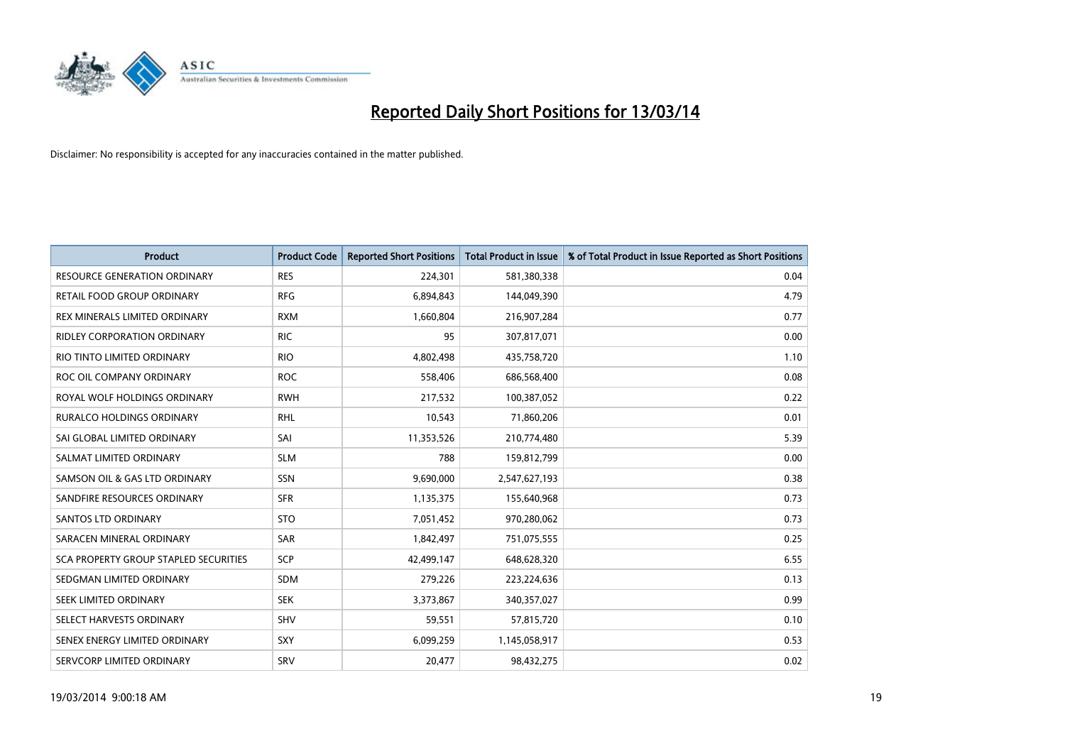# Reported Daily Short Positions for 13/03/14

Disclaimer: No responsibility is accepted for any inaccuracies contained in the matter published.

| Product | Product Code | Reported Short Positions | Total Product in Issue | % of Total Product in Issue Reported as Short Positions |
|---|---|---|---|---|
| RESOURCE GENERATION ORDINARY | RES | 224,301 | 581,380,338 | 0.04 |
| RETAIL FOOD GROUP ORDINARY | RFG | 6,894,843 | 144,049,390 | 4.79 |
| REX MINERALS LIMITED ORDINARY | RXM | 1,660,804 | 216,907,284 | 0.77 |
| RIDLEY CORPORATION ORDINARY | RIC | 95 | 307,817,071 | 0.00 |
| RIO TINTO LIMITED ORDINARY | RIO | 4,802,498 | 435,758,720 | 1.10 |
| ROC OIL COMPANY ORDINARY | ROC | 558,406 | 686,568,400 | 0.08 |
| ROYAL WOLF HOLDINGS ORDINARY | RWH | 217,532 | 100,387,052 | 0.22 |
| RURALCO HOLDINGS ORDINARY | RHL | 10,543 | 71,860,206 | 0.01 |
| SAI GLOBAL LIMITED ORDINARY | SAI | 11,353,526 | 210,774,480 | 5.39 |
| SALMAT LIMITED ORDINARY | SLM | 788 | 159,812,799 | 0.00 |
| SAMSON OIL & GAS LTD ORDINARY | SSN | 9,690,000 | 2,547,627,193 | 0.38 |
| SANDFIRE RESOURCES ORDINARY | SFR | 1,135,375 | 155,640,968 | 0.73 |
| SANTOS LTD ORDINARY | STO | 7,051,452 | 970,280,062 | 0.73 |
| SARACEN MINERAL ORDINARY | SAR | 1,842,497 | 751,075,555 | 0.25 |
| SCA PROPERTY GROUP STAPLED SECURITIES | SCP | 42,499,147 | 648,628,320 | 6.55 |
| SEDGMAN LIMITED ORDINARY | SDM | 279,226 | 223,224,636 | 0.13 |
| SEEK LIMITED ORDINARY | SEK | 3,373,867 | 340,357,027 | 0.99 |
| SELECT HARVESTS ORDINARY | SHV | 59,551 | 57,815,720 | 0.10 |
| SENEX ENERGY LIMITED ORDINARY | SXY | 6,099,259 | 1,145,058,917 | 0.53 |
| SERVCORP LIMITED ORDINARY | SRV | 20,477 | 98,432,275 | 0.02 |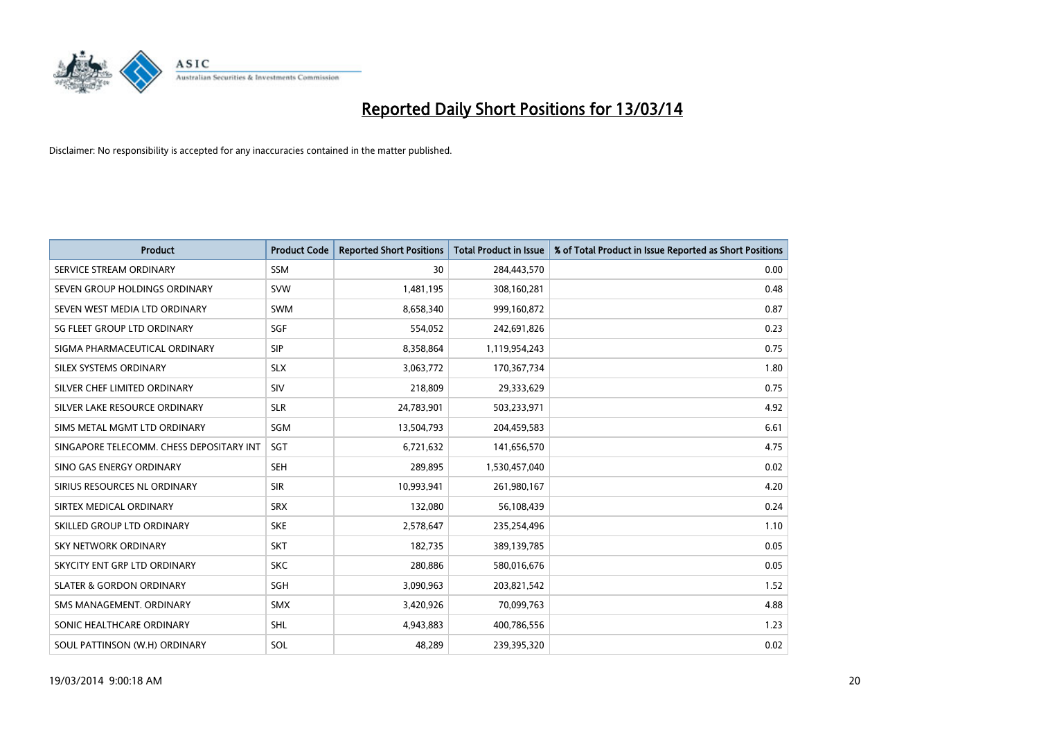# Reported Daily Short Positions for 13/03/14

Disclaimer: No responsibility is accepted for any inaccuracies contained in the matter published.

| Product | Product Code | Reported Short Positions | Total Product in Issue | % of Total Product in Issue Reported as Short Positions |
| --- | --- | --- | --- | --- |
| SERVICE STREAM ORDINARY | SSM | 30 | 284,443,570 | 0.00 |
| SEVEN GROUP HOLDINGS ORDINARY | SVW | 1,481,195 | 308,160,281 | 0.48 |
| SEVEN WEST MEDIA LTD ORDINARY | SWM | 8,658,340 | 999,160,872 | 0.87 |
| SG FLEET GROUP LTD ORDINARY | SGF | 554,052 | 242,691,826 | 0.23 |
| SIGMA PHARMACEUTICAL ORDINARY | SIP | 8,358,864 | 1,119,954,243 | 0.75 |
| SILEX SYSTEMS ORDINARY | SLX | 3,063,772 | 170,367,734 | 1.80 |
| SILVER CHEF LIMITED ORDINARY | SIV | 218,809 | 29,333,629 | 0.75 |
| SILVER LAKE RESOURCE ORDINARY | SLR | 24,783,901 | 503,233,971 | 4.92 |
| SIMS METAL MGMT LTD ORDINARY | SGM | 13,504,793 | 204,459,583 | 6.61 |
| SINGAPORE TELECOMM. CHESS DEPOSITARY INT | SGT | 6,721,632 | 141,656,570 | 4.75 |
| SINO GAS ENERGY ORDINARY | SEH | 289,895 | 1,530,457,040 | 0.02 |
| SIRIUS RESOURCES NL ORDINARY | SIR | 10,993,941 | 261,980,167 | 4.20 |
| SIRTEX MEDICAL ORDINARY | SRX | 132,080 | 56,108,439 | 0.24 |
| SKILLED GROUP LTD ORDINARY | SKE | 2,578,647 | 235,254,496 | 1.10 |
| SKY NETWORK ORDINARY | SKT | 182,735 | 389,139,785 | 0.05 |
| SKYCITY ENT GRP LTD ORDINARY | SKC | 280,886 | 580,016,676 | 0.05 |
| SLATER & GORDON ORDINARY | SGH | 3,090,963 | 203,821,542 | 1.52 |
| SMS MANAGEMENT. ORDINARY | SMX | 3,420,926 | 70,099,763 | 4.88 |
| SONIC HEALTHCARE ORDINARY | SHL | 4,943,883 | 400,786,556 | 1.23 |
| SOUL PATTINSON (W.H) ORDINARY | SOL | 48,289 | 239,395,320 | 0.02 |

19/03/2014 9:00:18 AM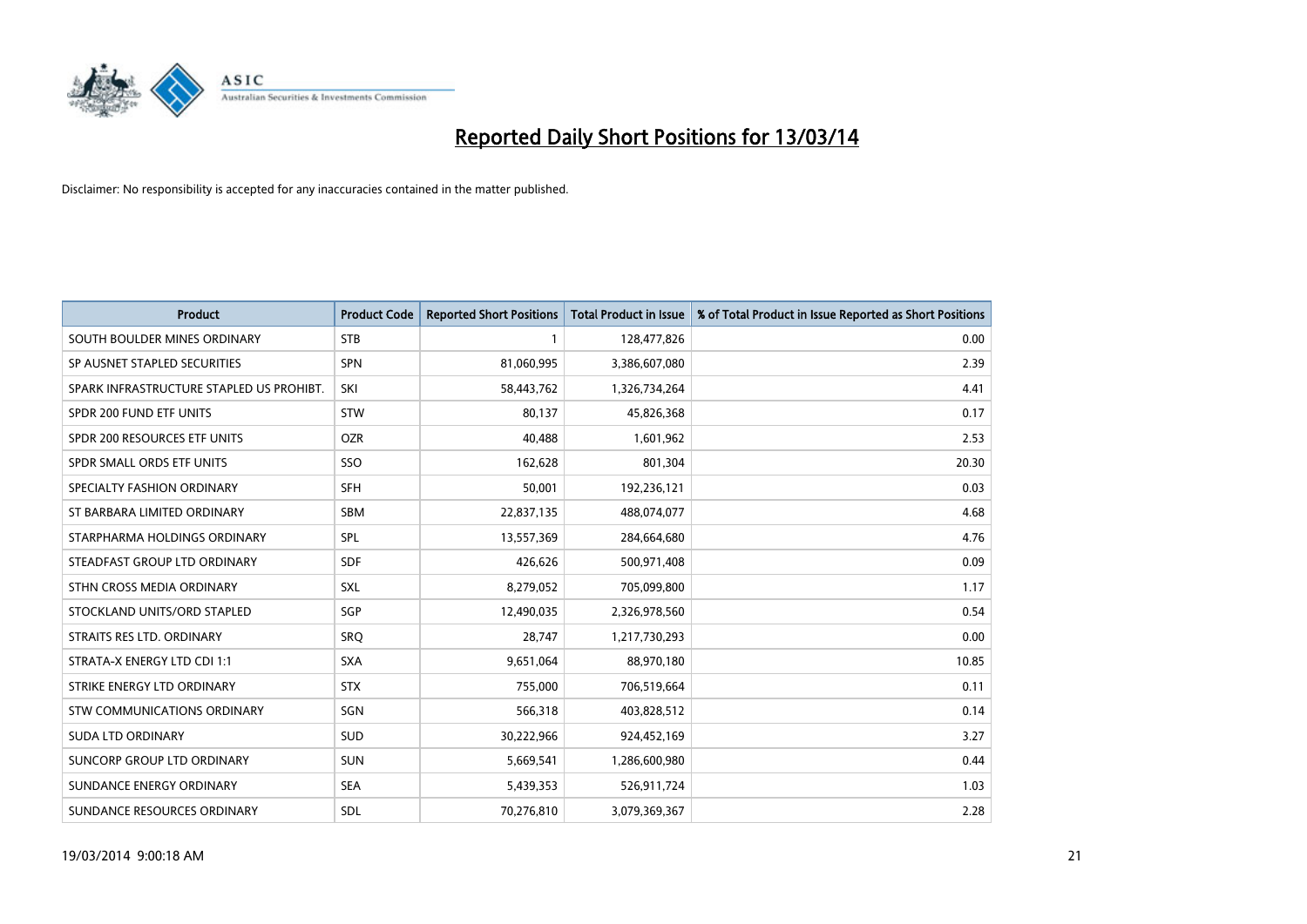# Reported Daily Short Positions for 13/03/14

Disclaimer: No responsibility is accepted for any inaccuracies contained in the matter published.

| Product | Product Code | Reported Short Positions | Total Product in Issue | % of Total Product in Issue Reported as Short Positions |
|---|---|---|---|---|
| SOUTH BOULDER MINES ORDINARY | STB | 1 | 128,477,826 | 0.00 |
| SP AUSNET STAPLED SECURITIES | SPN | 81,060,995 | 3,386,607,080 | 2.39 |
| SPARK INFRASTRUCTURE STAPLED US PROHIBT. | SKI | 58,443,762 | 1,326,734,264 | 4.41 |
| SPDR 200 FUND ETF UNITS | STW | 80,137 | 45,826,368 | 0.17 |
| SPDR 200 RESOURCES ETF UNITS | OZR | 40,488 | 1,601,962 | 2.53 |
| SPDR SMALL ORDS ETF UNITS | SSO | 162,628 | 801,304 | 20.30 |
| SPECIALTY FASHION ORDINARY | SFH | 50,001 | 192,236,121 | 0.03 |
| ST BARBARA LIMITED ORDINARY | SBM | 22,837,135 | 488,074,077 | 4.68 |
| STARPHARMA HOLDINGS ORDINARY | SPL | 13,557,369 | 284,664,680 | 4.76 |
| STEADFAST GROUP LTD ORDINARY | SDF | 426,626 | 500,971,408 | 0.09 |
| STHN CROSS MEDIA ORDINARY | SXL | 8,279,052 | 705,099,800 | 1.17 |
| STOCKLAND UNITS/ORD STAPLED | SGP | 12,490,035 | 2,326,978,560 | 0.54 |
| STRAITS RES LTD. ORDINARY | SRQ | 28,747 | 1,217,730,293 | 0.00 |
| STRATA-X ENERGY LTD CDI 1:1 | SXA | 9,651,064 | 88,970,180 | 10.85 |
| STRIKE ENERGY LTD ORDINARY | STX | 755,000 | 706,519,664 | 0.11 |
| STW COMMUNICATIONS ORDINARY | SGN | 566,318 | 403,828,512 | 0.14 |
| SUDA LTD ORDINARY | SUD | 30,222,966 | 924,452,169 | 3.27 |
| SUNCORP GROUP LTD ORDINARY | SUN | 5,669,541 | 1,286,600,980 | 0.44 |
| SUNDANCE ENERGY ORDINARY | SEA | 5,439,353 | 526,911,724 | 1.03 |
| SUNDANCE RESOURCES ORDINARY | SDL | 70,276,810 | 3,079,369,367 | 2.28 |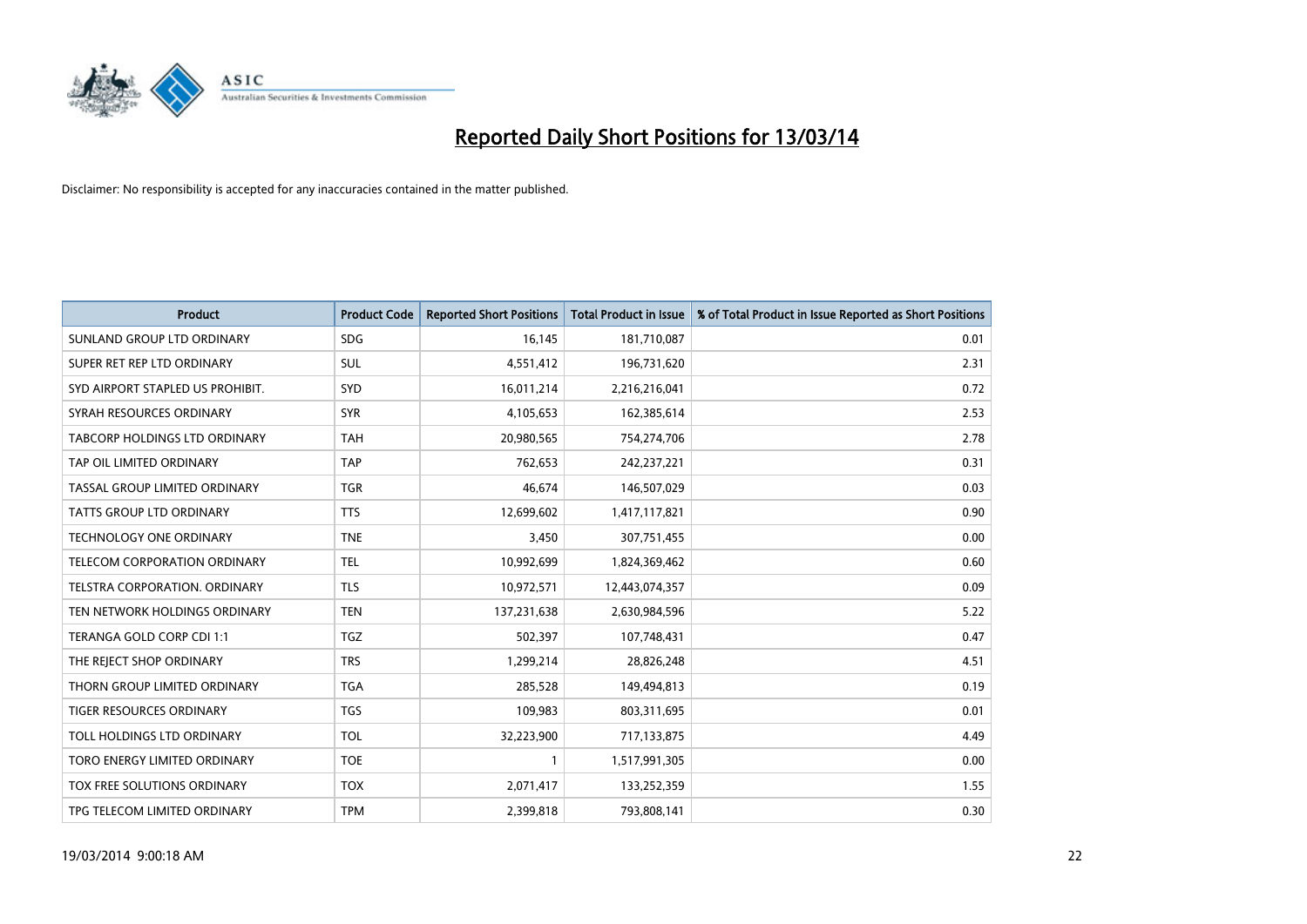# Reported Daily Short Positions for 13/03/14

Disclaimer: No responsibility is accepted for any inaccuracies contained in the matter published.

| Product | Product Code | Reported Short Positions | Total Product in Issue | % of Total Product in Issue Reported as Short Positions |
|---|---|---|---|---|
| SUNLAND GROUP LTD ORDINARY | SDG | 16,145 | 181,710,087 | 0.01 |
| SUPER RET REP LTD ORDINARY | SUL | 4,551,412 | 196,731,620 | 2.31 |
| SYD AIRPORT STAPLED US PROHIBIT. | SYD | 16,011,214 | 2,216,216,041 | 0.72 |
| SYRAH RESOURCES ORDINARY | SYR | 4,105,653 | 162,385,614 | 2.53 |
| TABCORP HOLDINGS LTD ORDINARY | TAH | 20,980,565 | 754,274,706 | 2.78 |
| TAP OIL LIMITED ORDINARY | TAP | 762,653 | 242,237,221 | 0.31 |
| TASSAL GROUP LIMITED ORDINARY | TGR | 46,674 | 146,507,029 | 0.03 |
| TATTS GROUP LTD ORDINARY | TTS | 12,699,602 | 1,417,117,821 | 0.90 |
| TECHNOLOGY ONE ORDINARY | TNE | 3,450 | 307,751,455 | 0.00 |
| TELECOM CORPORATION ORDINARY | TEL | 10,992,699 | 1,824,369,462 | 0.60 |
| TELSTRA CORPORATION. ORDINARY | TLS | 10,972,571 | 12,443,074,357 | 0.09 |
| TEN NETWORK HOLDINGS ORDINARY | TEN | 137,231,638 | 2,630,984,596 | 5.22 |
| TERANGA GOLD CORP CDI 1:1 | TGZ | 502,397 | 107,748,431 | 0.47 |
| THE REJECT SHOP ORDINARY | TRS | 1,299,214 | 28,826,248 | 4.51 |
| THORN GROUP LIMITED ORDINARY | TGA | 285,528 | 149,494,813 | 0.19 |
| TIGER RESOURCES ORDINARY | TGS | 109,983 | 803,311,695 | 0.01 |
| TOLL HOLDINGS LTD ORDINARY | TOL | 32,223,900 | 717,133,875 | 4.49 |
| TORO ENERGY LIMITED ORDINARY | TOE | 1 | 1,517,991,305 | 0.00 |
| TOX FREE SOLUTIONS ORDINARY | TOX | 2,071,417 | 133,252,359 | 1.55 |
| TPG TELECOM LIMITED ORDINARY | TPM | 2,399,818 | 793,808,141 | 0.30 |

19/03/2014 9:00:18 AM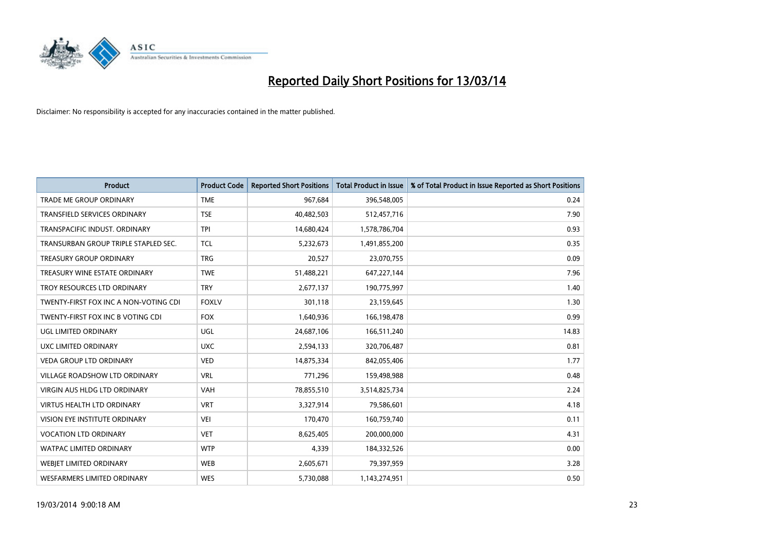# Reported Daily Short Positions for 13/03/14

Disclaimer: No responsibility is accepted for any inaccuracies contained in the matter published.

| Product | Product Code | Reported Short Positions | Total Product in Issue | % of Total Product in Issue Reported as Short Positions |
|---|---|---|---|---|
| TRADE ME GROUP ORDINARY | TME | 967,684 | 396,548,005 | 0.24 |
| TRANSFIELD SERVICES ORDINARY | TSE | 40,482,503 | 512,457,716 | 7.90 |
| TRANSPACIFIC INDUST. ORDINARY | TPI | 14,680,424 | 1,578,786,704 | 0.93 |
| TRANSURBAN GROUP TRIPLE STAPLED SEC. | TCL | 5,232,673 | 1,491,855,200 | 0.35 |
| TREASURY GROUP ORDINARY | TRG | 20,527 | 23,070,755 | 0.09 |
| TREASURY WINE ESTATE ORDINARY | TWE | 51,488,221 | 647,227,144 | 7.96 |
| TROY RESOURCES LTD ORDINARY | TRY | 2,677,137 | 190,775,997 | 1.40 |
| TWENTY-FIRST FOX INC A NON-VOTING CDI | FOXLV | 301,118 | 23,159,645 | 1.30 |
| TWENTY-FIRST FOX INC B VOTING CDI | FOX | 1,640,936 | 166,198,478 | 0.99 |
| UGL LIMITED ORDINARY | UGL | 24,687,106 | 166,511,240 | 14.83 |
| UXC LIMITED ORDINARY | UXC | 2,594,133 | 320,706,487 | 0.81 |
| VEDA GROUP LTD ORDINARY | VED | 14,875,334 | 842,055,406 | 1.77 |
| VILLAGE ROADSHOW LTD ORDINARY | VRL | 771,296 | 159,498,988 | 0.48 |
| VIRGIN AUS HLDG LTD ORDINARY | VAH | 78,855,510 | 3,514,825,734 | 2.24 |
| VIRTUS HEALTH LTD ORDINARY | VRT | 3,327,914 | 79,586,601 | 4.18 |
| VISION EYE INSTITUTE ORDINARY | VEI | 170,470 | 160,759,740 | 0.11 |
| VOCATION LTD ORDINARY | VET | 8,625,405 | 200,000,000 | 4.31 |
| WATPAC LIMITED ORDINARY | WTP | 4,339 | 184,332,526 | 0.00 |
| WEBJET LIMITED ORDINARY | WEB | 2,605,671 | 79,397,959 | 3.28 |
| WESFARMERS LIMITED ORDINARY | WES | 5,730,088 | 1,143,274,951 | 0.50 |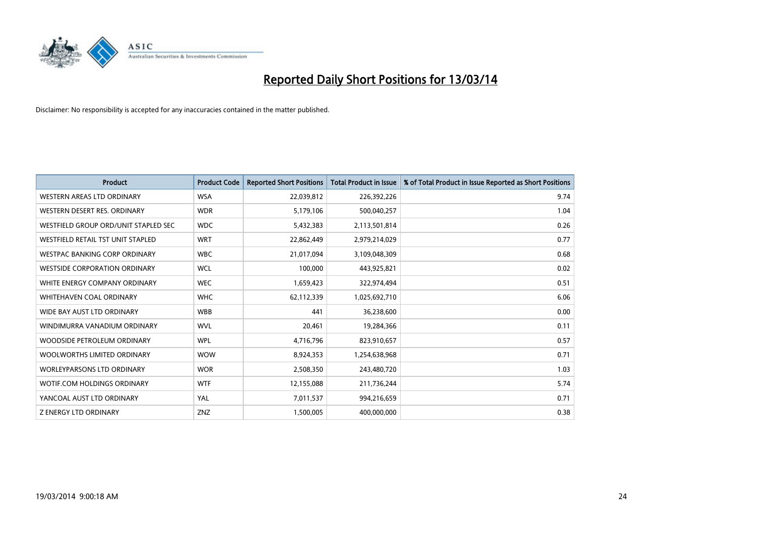# Reported Daily Short Positions for 13/03/14

Disclaimer: No responsibility is accepted for any inaccuracies contained in the matter published.

| Product | Product Code | Reported Short Positions | Total Product in Issue | % of Total Product in Issue Reported as Short Positions |
|---|---|---|---|---|
| WESTERN AREAS LTD ORDINARY | WSA | 22,039,812 | 226,392,226 | 9.74 |
| WESTERN DESERT RES. ORDINARY | WDR | 5,179,106 | 500,040,257 | 1.04 |
| WESTFIELD GROUP ORD/UNIT STAPLED SEC | WDC | 5,432,383 | 2,113,501,814 | 0.26 |
| WESTFIELD RETAIL TST UNIT STAPLED | WRT | 22,862,449 | 2,979,214,029 | 0.77 |
| WESTPAC BANKING CORP ORDINARY | WBC | 21,017,094 | 3,109,048,309 | 0.68 |
| WESTSIDE CORPORATION ORDINARY | WCL | 100,000 | 443,925,821 | 0.02 |
| WHITE ENERGY COMPANY ORDINARY | WEC | 1,659,423 | 322,974,494 | 0.51 |
| WHITEHAVEN COAL ORDINARY | WHC | 62,112,339 | 1,025,692,710 | 6.06 |
| WIDE BAY AUST LTD ORDINARY | WBB | 441 | 36,238,600 | 0.00 |
| WINDIMURRA VANADIUM ORDINARY | WVL | 20,461 | 19,284,366 | 0.11 |
| WOODSIDE PETROLEUM ORDINARY | WPL | 4,716,796 | 823,910,657 | 0.57 |
| WOOLWORTHS LIMITED ORDINARY | WOW | 8,924,353 | 1,254,638,968 | 0.71 |
| WORLEYPARSONS LTD ORDINARY | WOR | 2,508,350 | 243,480,720 | 1.03 |
| WOTIF.COM HOLDINGS ORDINARY | WTF | 12,155,088 | 211,736,244 | 5.74 |
| YANCOAL AUST LTD ORDINARY | YAL | 7,011,537 | 994,216,659 | 0.71 |
| Z ENERGY LTD ORDINARY | ZNZ | 1,500,005 | 400,000,000 | 0.38 |